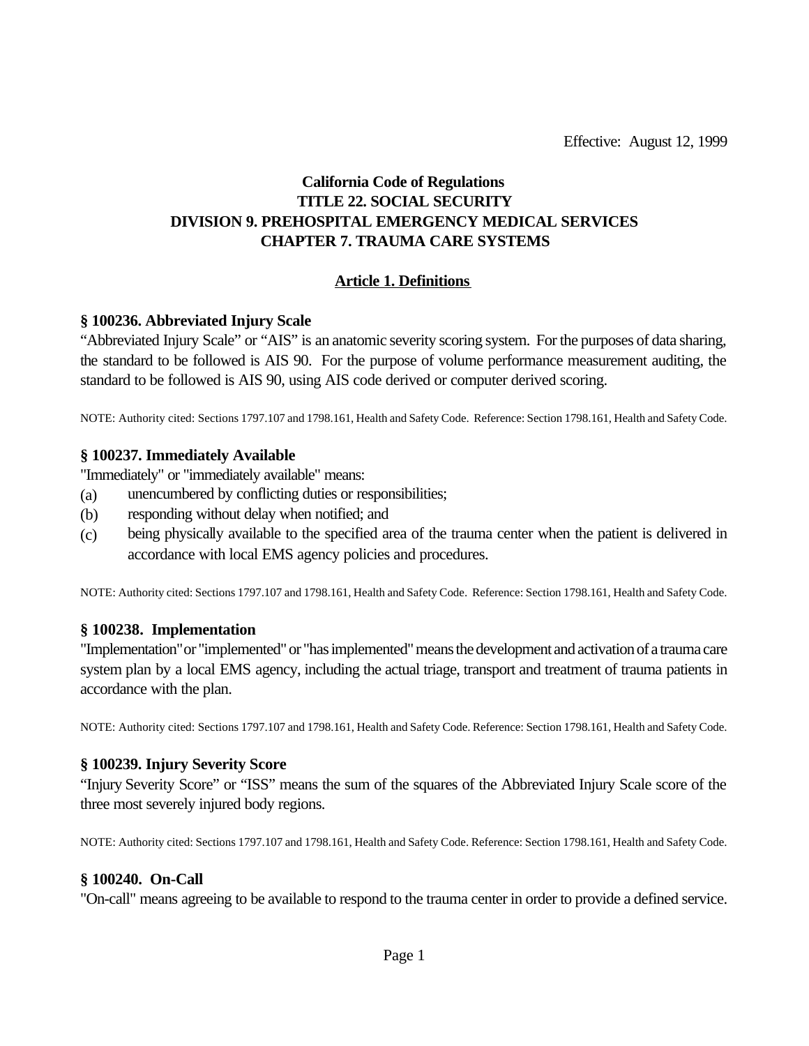Effective: August 12, 1999

**California Code of Regulations**
**TITLE 22. SOCIAL SECURITY**
**DIVISION 9. PREHOSPITAL EMERGENCY MEDICAL SERVICES**
**CHAPTER 7. TRAUMA CARE SYSTEMS**

## Article 1. Definitions

### § 100236. Abbreviated Injury Scale

"Abbreviated Injury Scale" or "AIS" is an anatomic severity scoring system. For the purposes of data sharing, the standard to be followed is AIS 90. For the purpose of volume performance measurement auditing, the standard to be followed is AIS 90, using AIS code derived or computer derived scoring.

NOTE: Authority cited: Sections 1797.107 and 1798.161, Health and Safety Code. Reference: Section 1798.161, Health and Safety Code.

### § 100237. Immediately Available

"Immediately" or "immediately available" means:

(a) unencumbered by conflicting duties or responsibilities;

(b) responding without delay when notified; and

(c) being physically available to the specified area of the trauma center when the patient is delivered in accordance with local EMS agency policies and procedures.

NOTE: Authority cited: Sections 1797.107 and 1798.161, Health and Safety Code. Reference: Section 1798.161, Health and Safety Code.

### § 100238. Implementation

"Implementation" or "implemented" or "has implemented" means the development and activation of a trauma care system plan by a local EMS agency, including the actual triage, transport and treatment of trauma patients in accordance with the plan.

NOTE: Authority cited: Sections 1797.107 and 1798.161, Health and Safety Code. Reference: Section 1798.161, Health and Safety Code.

### § 100239. Injury Severity Score

"Injury Severity Score" or "ISS" means the sum of the squares of the Abbreviated Injury Scale score of the three most severely injured body regions.

NOTE: Authority cited: Sections 1797.107 and 1798.161, Health and Safety Code. Reference: Section 1798.161, Health and Safety Code.

### § 100240. On-Call

"On-call" means agreeing to be available to respond to the trauma center in order to provide a defined service.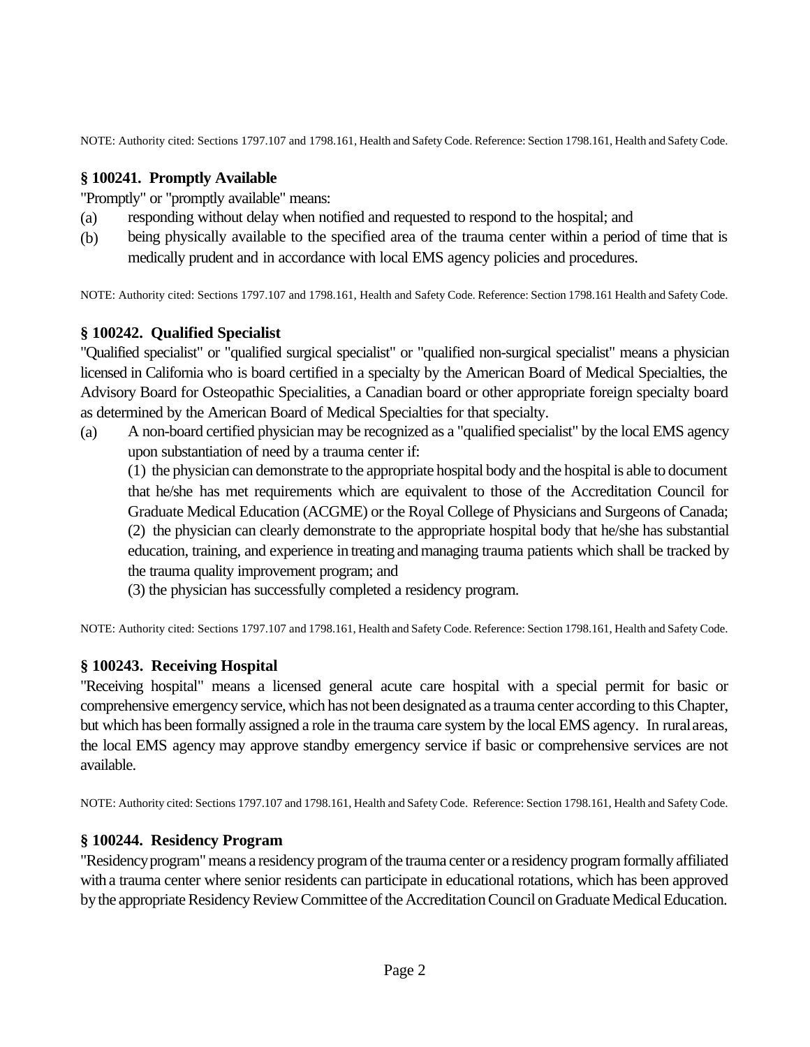NOTE: Authority cited: Sections 1797.107 and 1798.161, Health and Safety Code. Reference: Section 1798.161, Health and Safety Code.

### § 100241. Promptly Available

"Promptly" or "promptly available" means:

(a) responding without delay when notified and requested to respond to the hospital; and

(b) being physically available to the specified area of the trauma center within a period of time that is medically prudent and in accordance with local EMS agency policies and procedures.

NOTE: Authority cited: Sections 1797.107 and 1798.161, Health and Safety Code. Reference: Section 1798.161 Health and Safety Code.

### § 100242. Qualified Specialist

"Qualified specialist" or "qualified surgical specialist" or "qualified non-surgical specialist" means a physician licensed in California who is board certified in a specialty by the American Board of Medical Specialties, the Advisory Board for Osteopathic Specialities, a Canadian board or other appropriate foreign specialty board as determined by the American Board of Medical Specialties for that specialty.

(a) A non-board certified physician may be recognized as a "qualified specialist" by the local EMS agency upon substantiation of need by a trauma center if:

(1) the physician can demonstrate to the appropriate hospital body and the hospital is able to document that he/she has met requirements which are equivalent to those of the Accreditation Council for Graduate Medical Education (ACGME) or the Royal College of Physicians and Surgeons of Canada;

(2) the physician can clearly demonstrate to the appropriate hospital body that he/she has substantial education, training, and experience in treating and managing trauma patients which shall be tracked by the trauma quality improvement program; and

(3) the physician has successfully completed a residency program.

NOTE: Authority cited: Sections 1797.107 and 1798.161, Health and Safety Code. Reference: Section 1798.161, Health and Safety Code.

### § 100243. Receiving Hospital

"Receiving hospital" means a licensed general acute care hospital with a special permit for basic or comprehensive emergency service, which has not been designated as a trauma center according to this Chapter, but which has been formally assigned a role in the trauma care system by the local EMS agency. In rural areas, the local EMS agency may approve standby emergency service if basic or comprehensive services are not available.

NOTE: Authority cited: Sections 1797.107 and 1798.161, Health and Safety Code. Reference: Section 1798.161, Health and Safety Code.

### § 100244. Residency Program

"Residency program" means a residency program of the trauma center or a residency program formally affiliated with a trauma center where senior residents can participate in educational rotations, which has been approved by the appropriate Residency Review Committee of the Accreditation Council on Graduate Medical Education.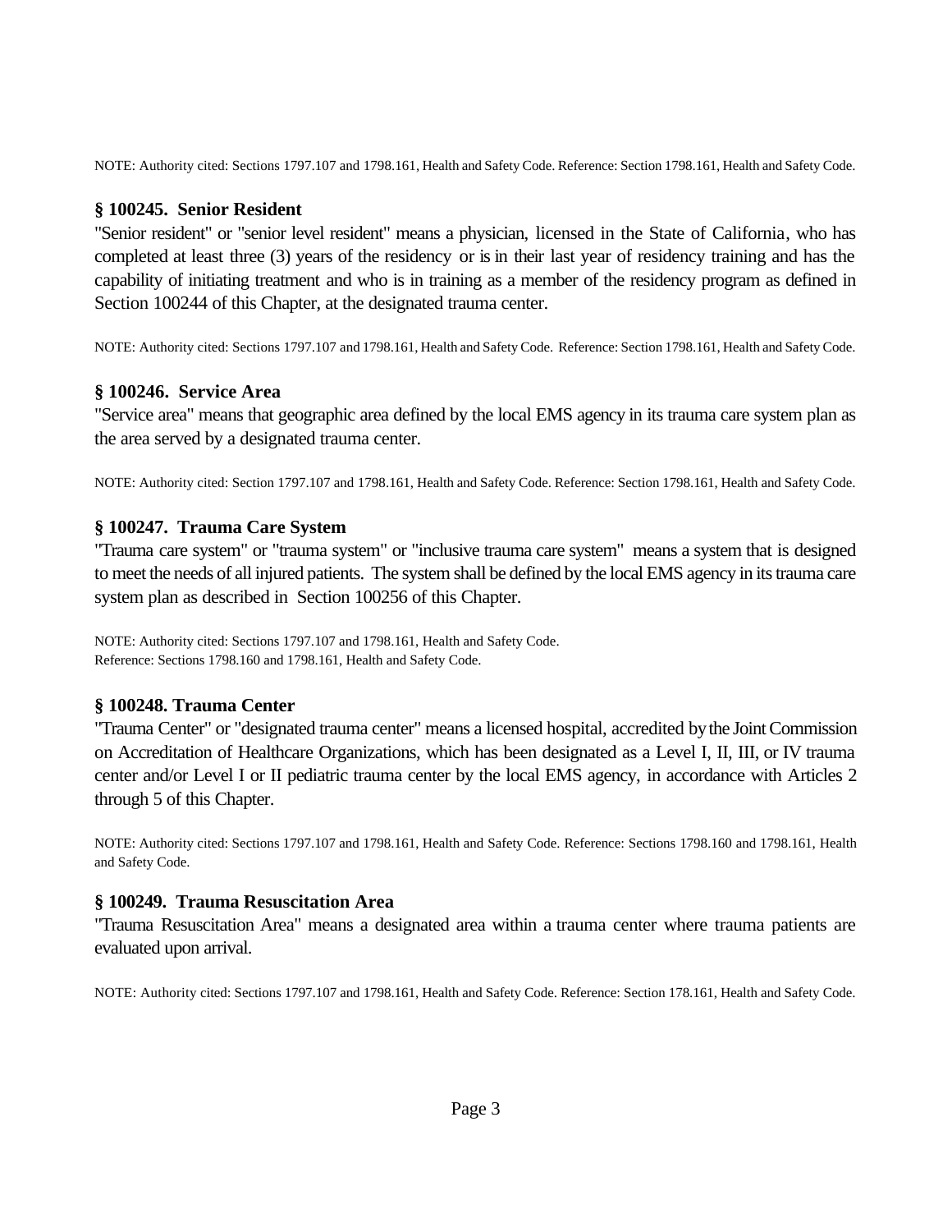NOTE: Authority cited: Sections 1797.107 and 1798.161, Health and Safety Code. Reference: Section 1798.161, Health and Safety Code.

### § 100245. Senior Resident

"Senior resident" or "senior level resident" means a physician, licensed in the State of California, who has completed at least three (3) years of the residency or is in their last year of residency training and has the capability of initiating treatment and who is in training as a member of the residency program as defined in Section 100244 of this Chapter, at the designated trauma center.

NOTE: Authority cited: Sections 1797.107 and 1798.161, Health and Safety Code. Reference: Section 1798.161, Health and Safety Code.

### § 100246. Service Area

"Service area" means that geographic area defined by the local EMS agency in its trauma care system plan as the area served by a designated trauma center.

NOTE: Authority cited: Section 1797.107 and 1798.161, Health and Safety Code. Reference: Section 1798.161, Health and Safety Code.

### § 100247. Trauma Care System

"Trauma care system" or "trauma system" or "inclusive trauma care system" means a system that is designed to meet the needs of all injured patients. The system shall be defined by the local EMS agency in its trauma care system plan as described in Section 100256 of this Chapter.

NOTE: Authority cited: Sections 1797.107 and 1798.161, Health and Safety Code.
Reference: Sections 1798.160 and 1798.161, Health and Safety Code.

### § 100248. Trauma Center

"Trauma Center" or "designated trauma center" means a licensed hospital, accredited by the Joint Commission on Accreditation of Healthcare Organizations, which has been designated as a Level I, II, III, or IV trauma center and/or Level I or II pediatric trauma center by the local EMS agency, in accordance with Articles 2 through 5 of this Chapter.

NOTE: Authority cited: Sections 1797.107 and 1798.161, Health and Safety Code. Reference: Sections 1798.160 and 1798.161, Health and Safety Code.

### § 100249. Trauma Resuscitation Area

"Trauma Resuscitation Area" means a designated area within a trauma center where trauma patients are evaluated upon arrival.

NOTE: Authority cited: Sections 1797.107 and 1798.161, Health and Safety Code. Reference: Section 178.161, Health and Safety Code.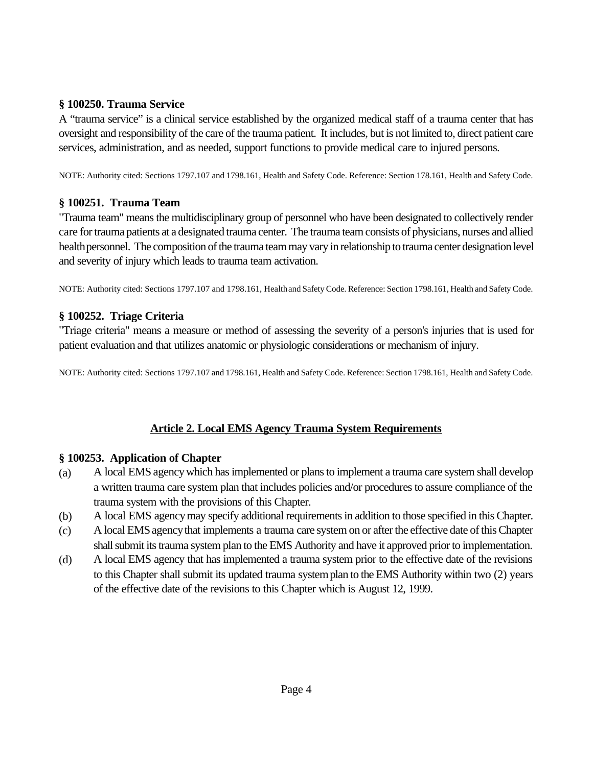### § 100250. Trauma Service

A "trauma service" is a clinical service established by the organized medical staff of a trauma center that has oversight and responsibility of the care of the trauma patient. It includes, but is not limited to, direct patient care services, administration, and as needed, support functions to provide medical care to injured persons.

NOTE: Authority cited: Sections 1797.107 and 1798.161, Health and Safety Code. Reference: Section 178.161, Health and Safety Code.

### § 100251. Trauma Team

"Trauma team" means the multidisciplinary group of personnel who have been designated to collectively render care for trauma patients at a designated trauma center. The trauma team consists of physicians, nurses and allied health personnel. The composition of the trauma team may vary in relationship to trauma center designation level and severity of injury which leads to trauma team activation.

NOTE: Authority cited: Sections 1797.107 and 1798.161, Health and Safety Code. Reference: Section 1798.161, Health and Safety Code.

### § 100252. Triage Criteria

"Triage criteria" means a measure or method of assessing the severity of a person's injuries that is used for patient evaluation and that utilizes anatomic or physiologic considerations or mechanism of injury.

NOTE: Authority cited: Sections 1797.107 and 1798.161, Health and Safety Code. Reference: Section 1798.161, Health and Safety Code.

## Article 2. Local EMS Agency Trauma System Requirements

### § 100253. Application of Chapter

(a) A local EMS agency which has implemented or plans to implement a trauma care system shall develop a written trauma care system plan that includes policies and/or procedures to assure compliance of the trauma system with the provisions of this Chapter.

(b) A local EMS agency may specify additional requirements in addition to those specified in this Chapter.

(c) A local EMS agency that implements a trauma care system on or after the effective date of this Chapter shall submit its trauma system plan to the EMS Authority and have it approved prior to implementation.

(d) A local EMS agency that has implemented a trauma system prior to the effective date of the revisions to this Chapter shall submit its updated trauma system plan to the EMS Authority within two (2) years of the effective date of the revisions to this Chapter which is August 12, 1999.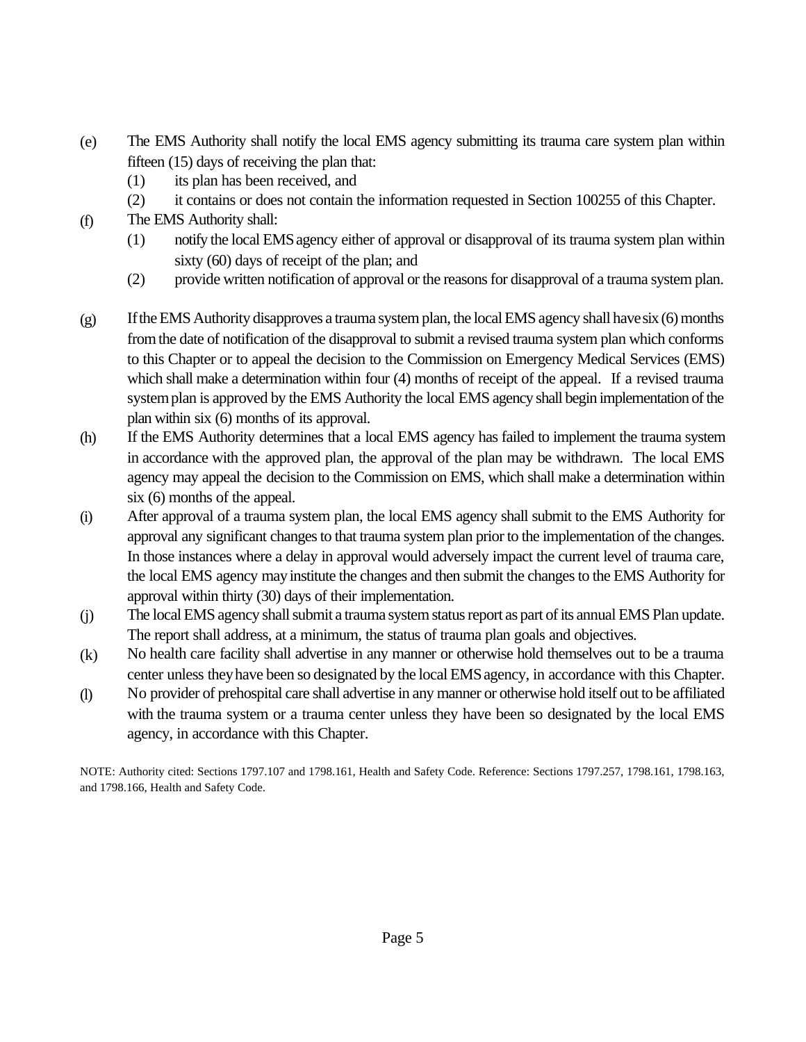(e) The EMS Authority shall notify the local EMS agency submitting its trauma care system plan within fifteen (15) days of receiving the plan that:

    (1) its plan has been received, and

    (2) it contains or does not contain the information requested in Section 100255 of this Chapter.

(f) The EMS Authority shall:

    (1) notify the local EMS agency either of approval or disapproval of its trauma system plan within sixty (60) days of receipt of the plan; and

    (2) provide written notification of approval or the reasons for disapproval of a trauma system plan.

(g) If the EMS Authority disapproves a trauma system plan, the local EMS agency shall have six (6) months from the date of notification of the disapproval to submit a revised trauma system plan which conforms to this Chapter or to appeal the decision to the Commission on Emergency Medical Services (EMS) which shall make a determination within four (4) months of receipt of the appeal. If a revised trauma system plan is approved by the EMS Authority the local EMS agency shall begin implementation of the plan within six (6) months of its approval.

(h) If the EMS Authority determines that a local EMS agency has failed to implement the trauma system in accordance with the approved plan, the approval of the plan may be withdrawn. The local EMS agency may appeal the decision to the Commission on EMS, which shall make a determination within six (6) months of the appeal.

(i) After approval of a trauma system plan, the local EMS agency shall submit to the EMS Authority for approval any significant changes to that trauma system plan prior to the implementation of the changes. In those instances where a delay in approval would adversely impact the current level of trauma care, the local EMS agency may institute the changes and then submit the changes to the EMS Authority for approval within thirty (30) days of their implementation.

(j) The local EMS agency shall submit a trauma system status report as part of its annual EMS Plan update. The report shall address, at a minimum, the status of trauma plan goals and objectives.

(k) No health care facility shall advertise in any manner or otherwise hold themselves out to be a trauma center unless they have been so designated by the local EMS agency, in accordance with this Chapter.

(l) No provider of prehospital care shall advertise in any manner or otherwise hold itself out to be affiliated with the trauma system or a trauma center unless they have been so designated by the local EMS agency, in accordance with this Chapter.

NOTE: Authority cited: Sections 1797.107 and 1798.161, Health and Safety Code. Reference: Sections 1797.257, 1798.161, 1798.163, and 1798.166, Health and Safety Code.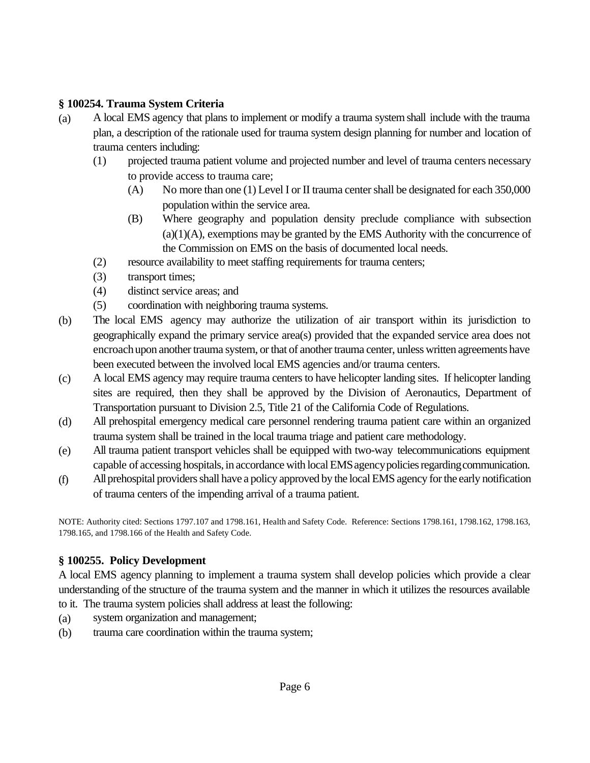### § 100254. Trauma System Criteria

(a) A local EMS agency that plans to implement or modify a trauma system shall include with the trauma plan, a description of the rationale used for trauma system design planning for number and location of trauma centers including:

  (1) projected trauma patient volume and projected number and level of trauma centers necessary to provide access to trauma care;

    (A) No more than one (1) Level I or II trauma center shall be designated for each 350,000 population within the service area.

    (B) Where geography and population density preclude compliance with subsection (a)(1)(A), exemptions may be granted by the EMS Authority with the concurrence of the Commission on EMS on the basis of documented local needs.

  (2) resource availability to meet staffing requirements for trauma centers;

  (3) transport times;

  (4) distinct service areas; and

  (5) coordination with neighboring trauma systems.

(b) The local EMS agency may authorize the utilization of air transport within its jurisdiction to geographically expand the primary service area(s) provided that the expanded service area does not encroach upon another trauma system, or that of another trauma center, unless written agreements have been executed between the involved local EMS agencies and/or trauma centers.

(c) A local EMS agency may require trauma centers to have helicopter landing sites. If helicopter landing sites are required, then they shall be approved by the Division of Aeronautics, Department of Transportation pursuant to Division 2.5, Title 21 of the California Code of Regulations.

(d) All prehospital emergency medical care personnel rendering trauma patient care within an organized trauma system shall be trained in the local trauma triage and patient care methodology.

(e) All trauma patient transport vehicles shall be equipped with two-way telecommunications equipment capable of accessing hospitals, in accordance with local EMS agency policies regarding communication.

(f) All prehospital providers shall have a policy approved by the local EMS agency for the early notification of trauma centers of the impending arrival of a trauma patient.

NOTE: Authority cited: Sections 1797.107 and 1798.161, Health and Safety Code. Reference: Sections 1798.161, 1798.162, 1798.163, 1798.165, and 1798.166 of the Health and Safety Code.

### § 100255. Policy Development

A local EMS agency planning to implement a trauma system shall develop policies which provide a clear understanding of the structure of the trauma system and the manner in which it utilizes the resources available to it. The trauma system policies shall address at least the following:

(a) system organization and management;

(b) trauma care coordination within the trauma system;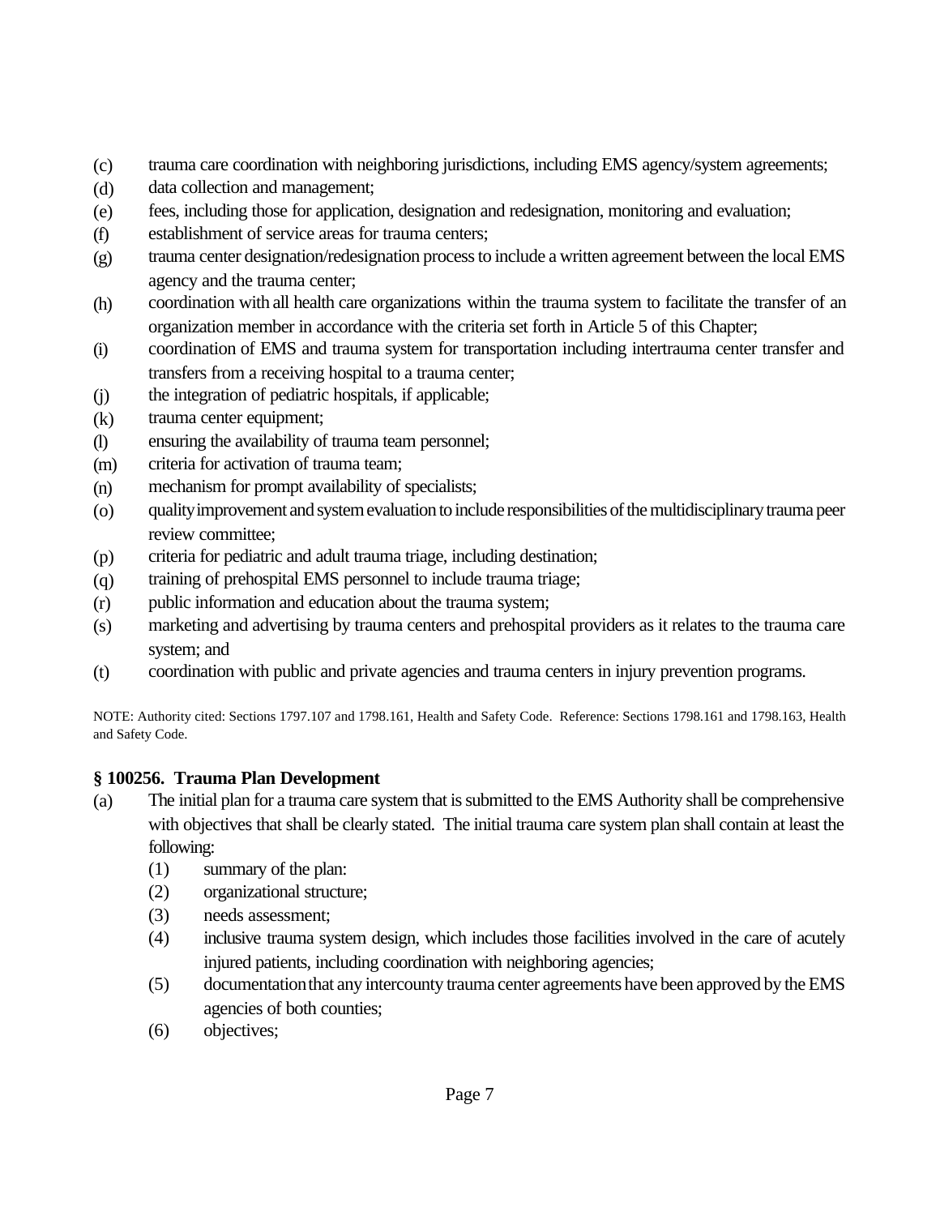(c) trauma care coordination with neighboring jurisdictions, including EMS agency/system agreements;

(d) data collection and management;

(e) fees, including those for application, designation and redesignation, monitoring and evaluation;

(f) establishment of service areas for trauma centers;

(g) trauma center designation/redesignation process to include a written agreement between the local EMS agency and the trauma center;

(h) coordination with all health care organizations within the trauma system to facilitate the transfer of an organization member in accordance with the criteria set forth in Article 5 of this Chapter;

(i) coordination of EMS and trauma system for transportation including intertrauma center transfer and transfers from a receiving hospital to a trauma center;

(j) the integration of pediatric hospitals, if applicable;

(k) trauma center equipment;

(l) ensuring the availability of trauma team personnel;

(m) criteria for activation of trauma team;

(n) mechanism for prompt availability of specialists;

(o) quality improvement and system evaluation to include responsibilities of the multidisciplinary trauma peer review committee;

(p) criteria for pediatric and adult trauma triage, including destination;

(q) training of prehospital EMS personnel to include trauma triage;

(r) public information and education about the trauma system;

(s) marketing and advertising by trauma centers and prehospital providers as it relates to the trauma care system; and

(t) coordination with public and private agencies and trauma centers in injury prevention programs.

NOTE: Authority cited: Sections 1797.107 and 1798.161, Health and Safety Code. Reference: Sections 1798.161 and 1798.163, Health and Safety Code.

**§ 100256. Trauma Plan Development**

(a) The initial plan for a trauma care system that is submitted to the EMS Authority shall be comprehensive with objectives that shall be clearly stated. The initial trauma care system plan shall contain at least the following:

  (1) summary of the plan:

  (2) organizational structure;

  (3) needs assessment;

  (4) inclusive trauma system design, which includes those facilities involved in the care of acutely injured patients, including coordination with neighboring agencies;

  (5) documentation that any intercounty trauma center agreements have been approved by the EMS agencies of both counties;

  (6) objectives;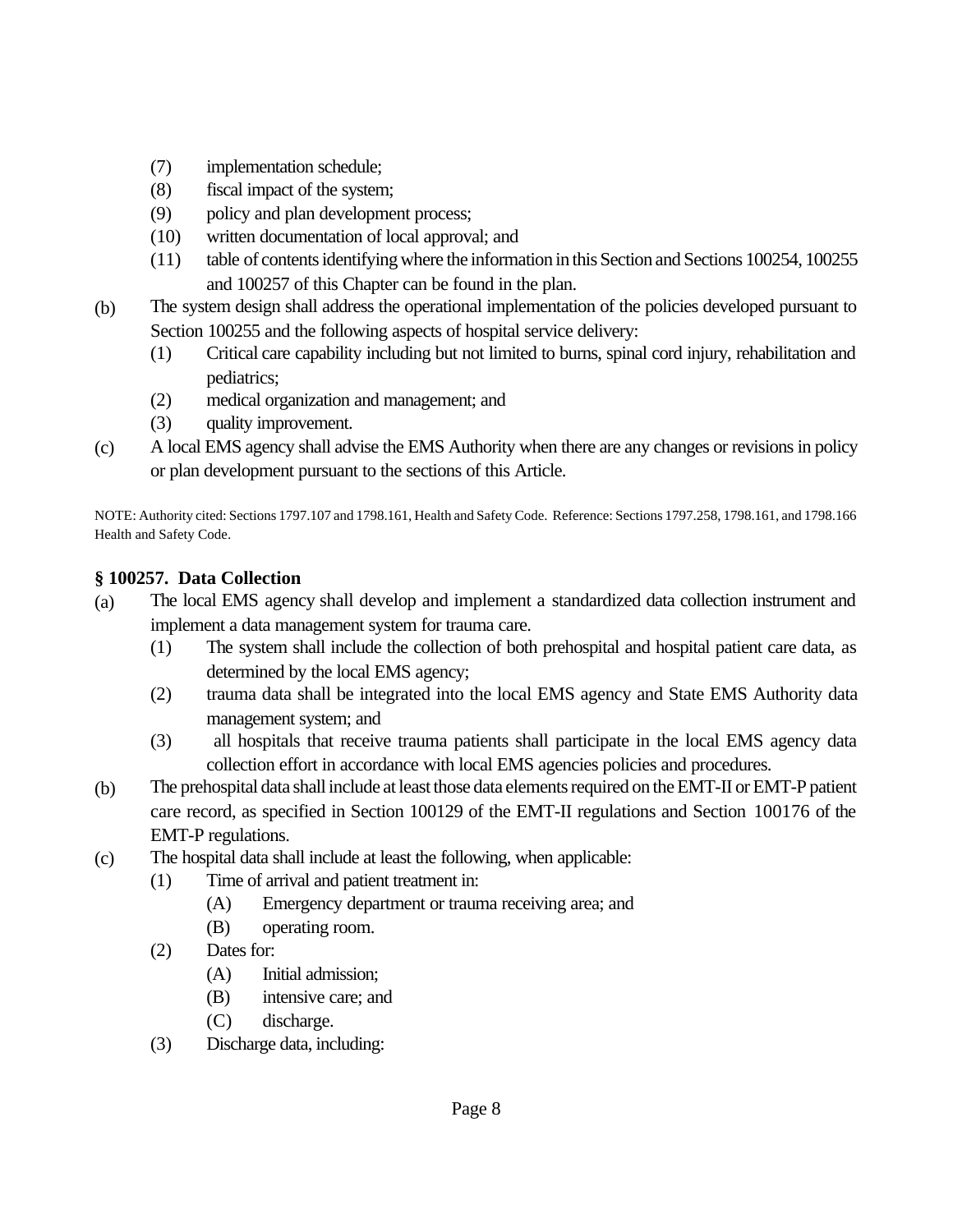(7) implementation schedule;
(8) fiscal impact of the system;
(9) policy and plan development process;
(10) written documentation of local approval; and
(11) table of contents identifying where the information in this Section and Sections 100254, 100255 and 100257 of this Chapter can be found in the plan.

(b) The system design shall address the operational implementation of the policies developed pursuant to Section 100255 and the following aspects of hospital service delivery:
   (1) Critical care capability including but not limited to burns, spinal cord injury, rehabilitation and pediatrics;
   (2) medical organization and management; and
   (3) quality improvement.

(c) A local EMS agency shall advise the EMS Authority when there are any changes or revisions in policy or plan development pursuant to the sections of this Article.

NOTE: Authority cited: Sections 1797.107 and 1798.161, Health and Safety Code. Reference: Sections 1797.258, 1798.161, and 1798.166 Health and Safety Code.

### § 100257. Data Collection

(a) The local EMS agency shall develop and implement a standardized data collection instrument and implement a data management system for trauma care.
   (1) The system shall include the collection of both prehospital and hospital patient care data, as determined by the local EMS agency;
   (2) trauma data shall be integrated into the local EMS agency and State EMS Authority data management system; and
   (3) all hospitals that receive trauma patients shall participate in the local EMS agency data collection effort in accordance with local EMS agencies policies and procedures.

(b) The prehospital data shall include at least those data elements required on the EMT-II or EMT-P patient care record, as specified in Section 100129 of the EMT-II regulations and Section 100176 of the EMT-P regulations.

(c) The hospital data shall include at least the following, when applicable:
   (1) Time of arrival and patient treatment in:
      (A) Emergency department or trauma receiving area; and
      (B) operating room.
   (2) Dates for:
      (A) Initial admission;
      (B) intensive care; and
      (C) discharge.
   (3) Discharge data, including: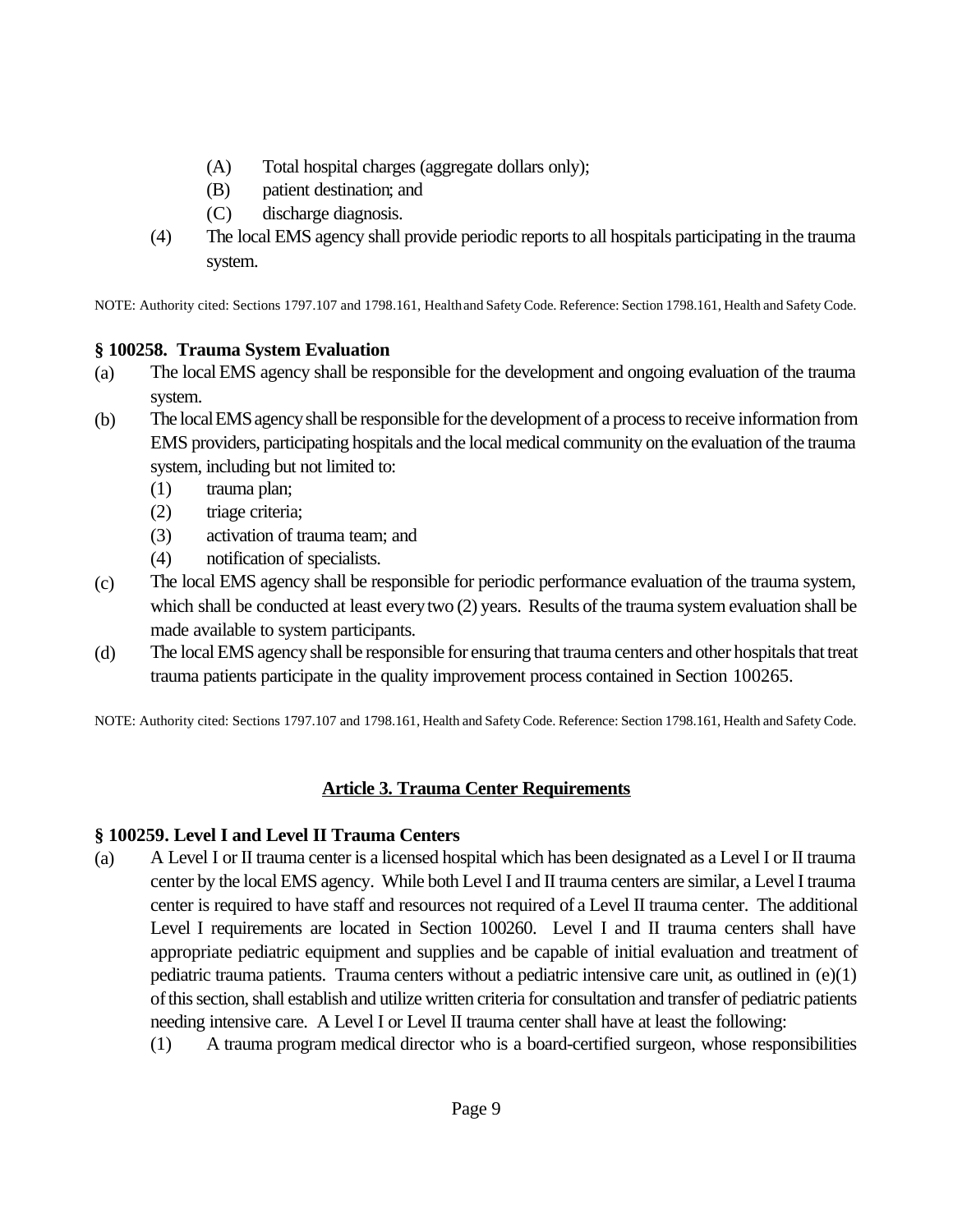(A) Total hospital charges (aggregate dollars only);

(B) patient destination; and

(C) discharge diagnosis.

(4) The local EMS agency shall provide periodic reports to all hospitals participating in the trauma system.

NOTE: Authority cited: Sections 1797.107 and 1798.161, Health and Safety Code. Reference: Section 1798.161, Health and Safety Code.

### § 100258. Trauma System Evaluation

(a) The local EMS agency shall be responsible for the development and ongoing evaluation of the trauma system.

(b) The local EMS agency shall be responsible for the development of a process to receive information from EMS providers, participating hospitals and the local medical community on the evaluation of the trauma system, including but not limited to:

(1) trauma plan;

(2) triage criteria;

(3) activation of trauma team; and

(4) notification of specialists.

(c) The local EMS agency shall be responsible for periodic performance evaluation of the trauma system, which shall be conducted at least every two (2) years. Results of the trauma system evaluation shall be made available to system participants.

(d) The local EMS agency shall be responsible for ensuring that trauma centers and other hospitals that treat trauma patients participate in the quality improvement process contained in Section 100265.

NOTE: Authority cited: Sections 1797.107 and 1798.161, Health and Safety Code. Reference: Section 1798.161, Health and Safety Code.

## Article 3. Trauma Center Requirements

### § 100259. Level I and Level II Trauma Centers

(a) A Level I or II trauma center is a licensed hospital which has been designated as a Level I or II trauma center by the local EMS agency. While both Level I and II trauma centers are similar, a Level I trauma center is required to have staff and resources not required of a Level II trauma center. The additional Level I requirements are located in Section 100260. Level I and II trauma centers shall have appropriate pediatric equipment and supplies and be capable of initial evaluation and treatment of pediatric trauma patients. Trauma centers without a pediatric intensive care unit, as outlined in (e)(1) of this section, shall establish and utilize written criteria for consultation and transfer of pediatric patients needing intensive care. A Level I or Level II trauma center shall have at least the following:

(1) A trauma program medical director who is a board-certified surgeon, whose responsibilities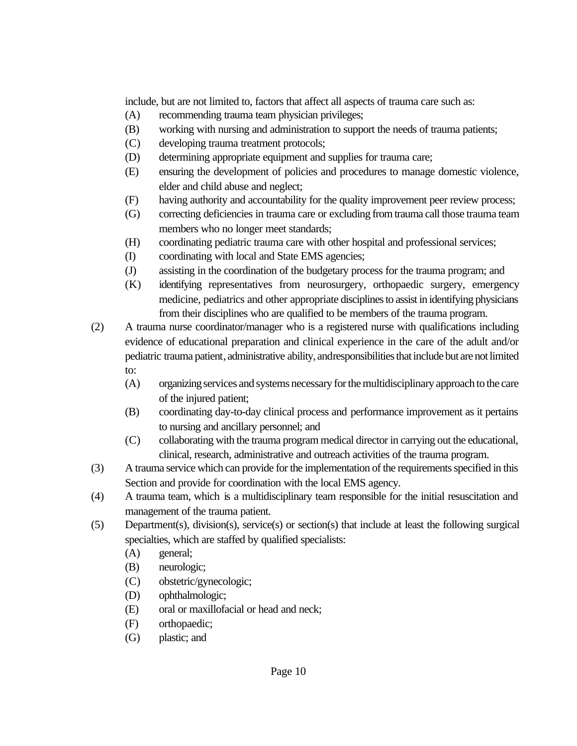include, but are not limited to, factors that affect all aspects of trauma care such as:

- (A) recommending trauma team physician privileges;
- (B) working with nursing and administration to support the needs of trauma patients;
- (C) developing trauma treatment protocols;
- (D) determining appropriate equipment and supplies for trauma care;
- (E) ensuring the development of policies and procedures to manage domestic violence, elder and child abuse and neglect;
- (F) having authority and accountability for the quality improvement peer review process;
- (G) correcting deficiencies in trauma care or excluding from trauma call those trauma team members who no longer meet standards;
- (H) coordinating pediatric trauma care with other hospital and professional services;
- (I) coordinating with local and State EMS agencies;
- (J) assisting in the coordination of the budgetary process for the trauma program; and
- (K) identifying representatives from neurosurgery, orthopaedic surgery, emergency medicine, pediatrics and other appropriate disciplines to assist in identifying physicians from their disciplines who are qualified to be members of the trauma program.

(2) A trauma nurse coordinator/manager who is a registered nurse with qualifications including evidence of educational preparation and clinical experience in the care of the adult and/or pediatric trauma patient, administrative ability, andresponsibilities that include but are not limited to:

- (A) organizing services and systems necessary for the multidisciplinary approach to the care of the injured patient;
- (B) coordinating day-to-day clinical process and performance improvement as it pertains to nursing and ancillary personnel; and
- (C) collaborating with the trauma program medical director in carrying out the educational, clinical, research, administrative and outreach activities of the trauma program.

(3) A trauma service which can provide for the implementation of the requirements specified in this Section and provide for coordination with the local EMS agency.

(4) A trauma team, which is a multidisciplinary team responsible for the initial resuscitation and management of the trauma patient.

(5) Department(s), division(s), service(s) or section(s) that include at least the following surgical specialties, which are staffed by qualified specialists:

- (A) general;
- (B) neurologic;
- (C) obstetric/gynecologic;
- (D) ophthalmologic;
- (E) oral or maxillofacial or head and neck;
- (F) orthopaedic;
- (G) plastic; and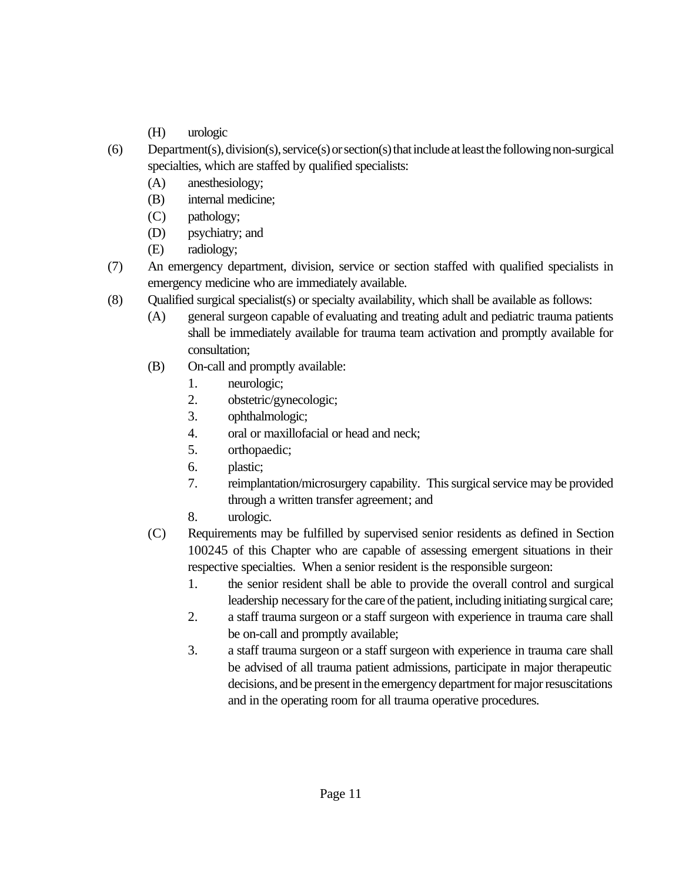(H) urologic

(6) Department(s), division(s), service(s) or section(s) that include at least the following non-surgical specialties, which are staffed by qualified specialists:
   (A) anesthesiology;
   (B) internal medicine;
   (C) pathology;
   (D) psychiatry; and
   (E) radiology;

(7) An emergency department, division, service or section staffed with qualified specialists in emergency medicine who are immediately available.

(8) Qualified surgical specialist(s) or specialty availability, which shall be available as follows:
   (A) general surgeon capable of evaluating and treating adult and pediatric trauma patients shall be immediately available for trauma team activation and promptly available for consultation;
   (B) On-call and promptly available:
      1. neurologic;
      2. obstetric/gynecologic;
      3. ophthalmologic;
      4. oral or maxillofacial or head and neck;
      5. orthopaedic;
      6. plastic;
      7. reimplantation/microsurgery capability. This surgical service may be provided through a written transfer agreement; and
      8. urologic.
   (C) Requirements may be fulfilled by supervised senior residents as defined in Section 100245 of this Chapter who are capable of assessing emergent situations in their respective specialties. When a senior resident is the responsible surgeon:
      1. the senior resident shall be able to provide the overall control and surgical leadership necessary for the care of the patient, including initiating surgical care;
      2. a staff trauma surgeon or a staff surgeon with experience in trauma care shall be on-call and promptly available;
      3. a staff trauma surgeon or a staff surgeon with experience in trauma care shall be advised of all trauma patient admissions, participate in major therapeutic decisions, and be present in the emergency department for major resuscitations and in the operating room for all trauma operative procedures.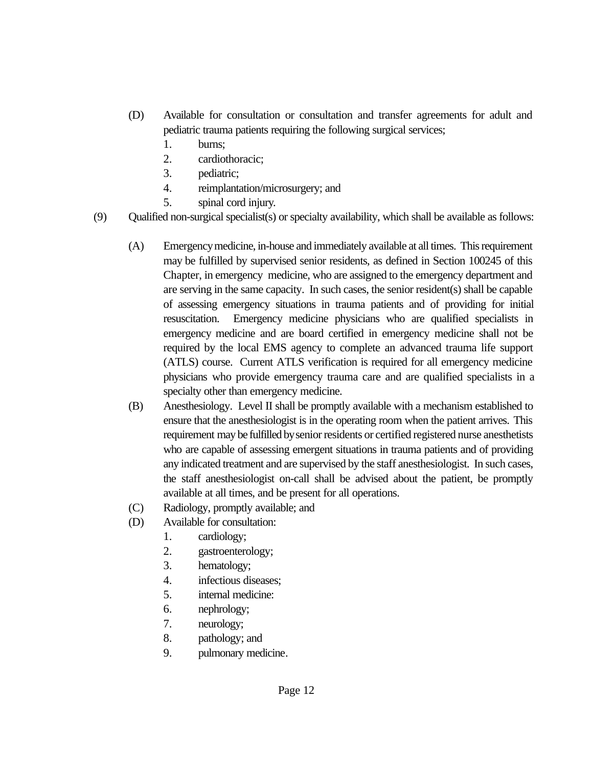(D) Available for consultation or consultation and transfer agreements for adult and pediatric trauma patients requiring the following surgical services;
   1. burns;
   2. cardiothoracic;
   3. pediatric;
   4. reimplantation/microsurgery; and
   5. spinal cord injury.

(9) Qualified non-surgical specialist(s) or specialty availability, which shall be available as follows:

(A) Emergency medicine, in-house and immediately available at all times. This requirement may be fulfilled by supervised senior residents, as defined in Section 100245 of this Chapter, in emergency medicine, who are assigned to the emergency department and are serving in the same capacity. In such cases, the senior resident(s) shall be capable of assessing emergency situations in trauma patients and of providing for initial resuscitation. Emergency medicine physicians who are qualified specialists in emergency medicine and are board certified in emergency medicine shall not be required by the local EMS agency to complete an advanced trauma life support (ATLS) course. Current ATLS verification is required for all emergency medicine physicians who provide emergency trauma care and are qualified specialists in a specialty other than emergency medicine.

(B) Anesthesiology. Level II shall be promptly available with a mechanism established to ensure that the anesthesiologist is in the operating room when the patient arrives. This requirement may be fulfilled by senior residents or certified registered nurse anesthetists who are capable of assessing emergent situations in trauma patients and of providing any indicated treatment and are supervised by the staff anesthesiologist. In such cases, the staff anesthesiologist on-call shall be advised about the patient, be promptly available at all times, and be present for all operations.

(C) Radiology, promptly available; and

(D) Available for consultation:
   1. cardiology;
   2. gastroenterology;
   3. hematology;
   4. infectious diseases;
   5. internal medicine:
   6. nephrology;
   7. neurology;
   8. pathology; and
   9. pulmonary medicine.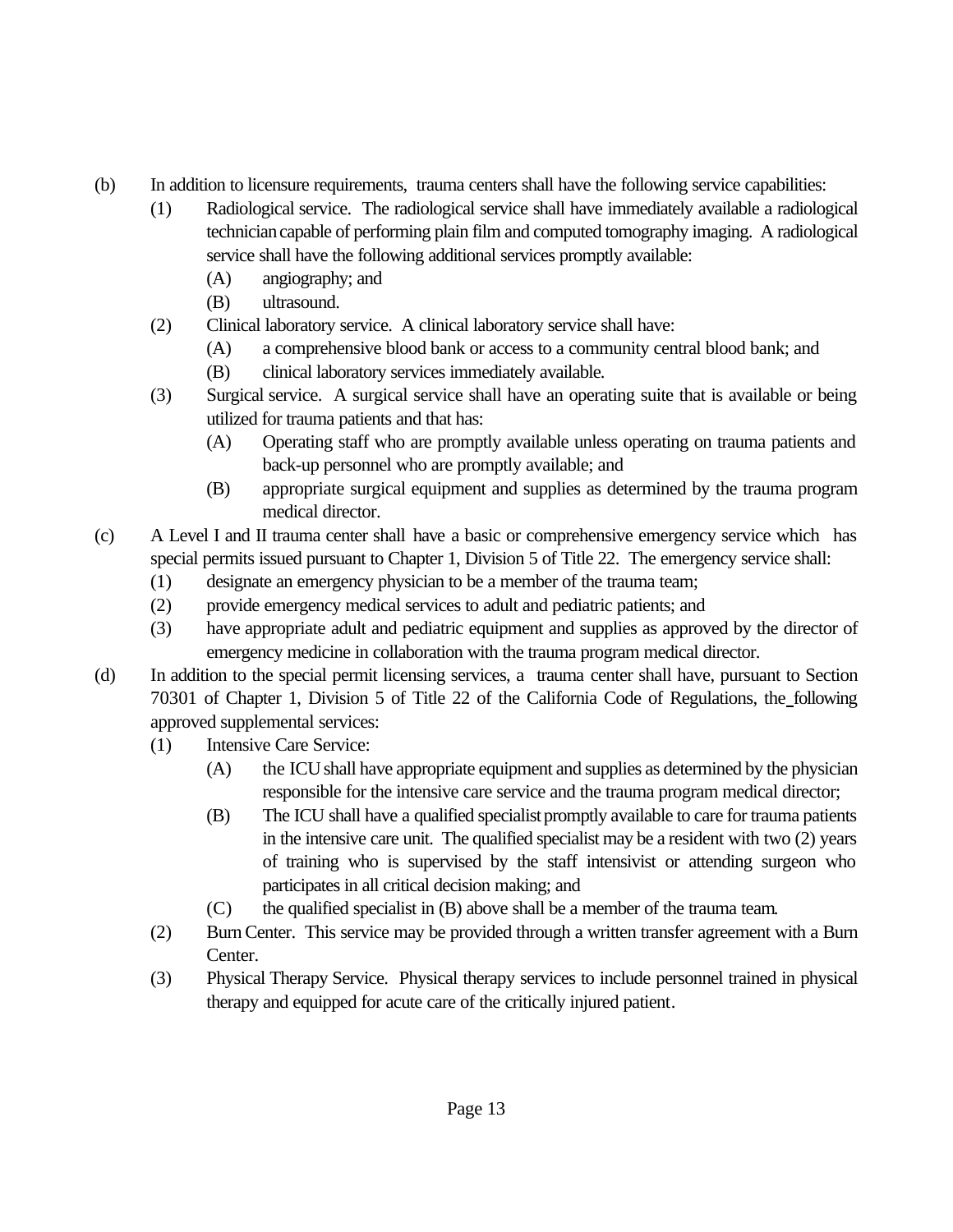(b) In addition to licensure requirements, trauma centers shall have the following service capabilities:

  (1) Radiological service. The radiological service shall have immediately available a radiological technician capable of performing plain film and computed tomography imaging. A radiological service shall have the following additional services promptly available:

    (A) angiography; and

    (B) ultrasound.

  (2) Clinical laboratory service. A clinical laboratory service shall have:

    (A) a comprehensive blood bank or access to a community central blood bank; and

    (B) clinical laboratory services immediately available.

  (3) Surgical service. A surgical service shall have an operating suite that is available or being utilized for trauma patients and that has:

    (A) Operating staff who are promptly available unless operating on trauma patients and back-up personnel who are promptly available; and

    (B) appropriate surgical equipment and supplies as determined by the trauma program medical director.

(c) A Level I and II trauma center shall have a basic or comprehensive emergency service which has special permits issued pursuant to Chapter 1, Division 5 of Title 22. The emergency service shall:

  (1) designate an emergency physician to be a member of the trauma team;

  (2) provide emergency medical services to adult and pediatric patients; and

  (3) have appropriate adult and pediatric equipment and supplies as approved by the director of emergency medicine in collaboration with the trauma program medical director.

(d) In addition to the special permit licensing services, a trauma center shall have, pursuant to Section 70301 of Chapter 1, Division 5 of Title 22 of the California Code of Regulations, the following approved supplemental services:

  (1) Intensive Care Service:

    (A) the ICU shall have appropriate equipment and supplies as determined by the physician responsible for the intensive care service and the trauma program medical director;

    (B) The ICU shall have a qualified specialist promptly available to care for trauma patients in the intensive care unit. The qualified specialist may be a resident with two (2) years of training who is supervised by the staff intensivist or attending surgeon who participates in all critical decision making; and

    (C) the qualified specialist in (B) above shall be a member of the trauma team.

  (2) Burn Center. This service may be provided through a written transfer agreement with a Burn Center.

  (3) Physical Therapy Service. Physical therapy services to include personnel trained in physical therapy and equipped for acute care of the critically injured patient.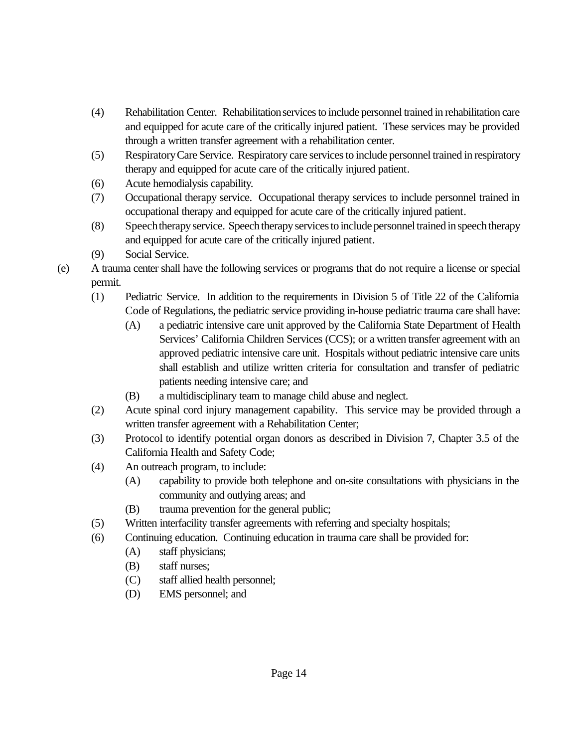(4) Rehabilitation Center. Rehabilitation services to include personnel trained in rehabilitation care and equipped for acute care of the critically injured patient. These services may be provided through a written transfer agreement with a rehabilitation center.

(5) Respiratory Care Service. Respiratory care services to include personnel trained in respiratory therapy and equipped for acute care of the critically injured patient.

(6) Acute hemodialysis capability.

(7) Occupational therapy service. Occupational therapy services to include personnel trained in occupational therapy and equipped for acute care of the critically injured patient.

(8) Speech therapy service. Speech therapy services to include personnel trained in speech therapy and equipped for acute care of the critically injured patient.

(9) Social Service.

(e) A trauma center shall have the following services or programs that do not require a license or special permit.

(1) Pediatric Service. In addition to the requirements in Division 5 of Title 22 of the California Code of Regulations, the pediatric service providing in-house pediatric trauma care shall have:

(A) a pediatric intensive care unit approved by the California State Department of Health Services' California Children Services (CCS); or a written transfer agreement with an approved pediatric intensive care unit. Hospitals without pediatric intensive care units shall establish and utilize written criteria for consultation and transfer of pediatric patients needing intensive care; and

(B) a multidisciplinary team to manage child abuse and neglect.

(2) Acute spinal cord injury management capability. This service may be provided through a written transfer agreement with a Rehabilitation Center;

(3) Protocol to identify potential organ donors as described in Division 7, Chapter 3.5 of the California Health and Safety Code;

(4) An outreach program, to include:

(A) capability to provide both telephone and on-site consultations with physicians in the community and outlying areas; and

(B) trauma prevention for the general public;

(5) Written interfacility transfer agreements with referring and specialty hospitals;

(6) Continuing education. Continuing education in trauma care shall be provided for:

(A) staff physicians;

(B) staff nurses;

(C) staff allied health personnel;

(D) EMS personnel; and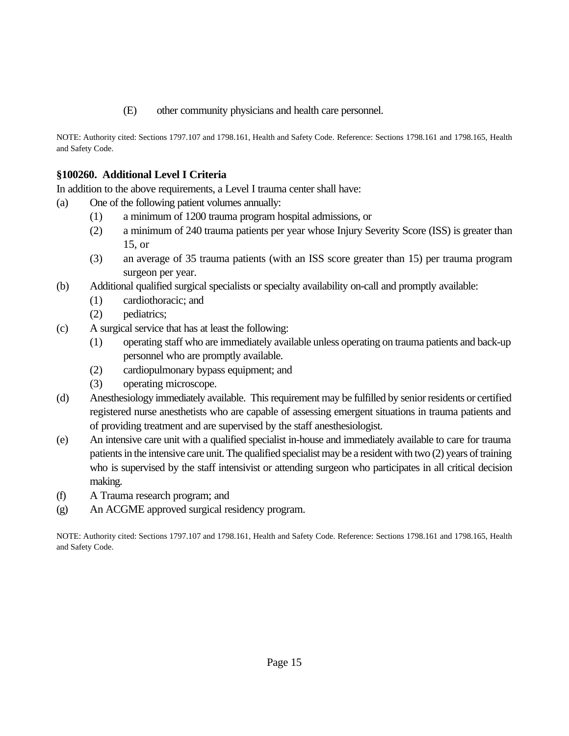(E) other community physicians and health care personnel.

NOTE: Authority cited: Sections 1797.107 and 1798.161, Health and Safety Code. Reference: Sections 1798.161 and 1798.165, Health and Safety Code.

### §100260. Additional Level I Criteria

In addition to the above requirements, a Level I trauma center shall have:

(a) One of the following patient volumes annually:

- (1) a minimum of 1200 trauma program hospital admissions, or
- (2) a minimum of 240 trauma patients per year whose Injury Severity Score (ISS) is greater than 15, or
- (3) an average of 35 trauma patients (with an ISS score greater than 15) per trauma program surgeon per year.

(b) Additional qualified surgical specialists or specialty availability on-call and promptly available:

- (1) cardiothoracic; and
- (2) pediatrics;

(c) A surgical service that has at least the following:

- (1) operating staff who are immediately available unless operating on trauma patients and back-up personnel who are promptly available.
- (2) cardiopulmonary bypass equipment; and
- (3) operating microscope.

(d) Anesthesiology immediately available. This requirement may be fulfilled by senior residents or certified registered nurse anesthetists who are capable of assessing emergent situations in trauma patients and of providing treatment and are supervised by the staff anesthesiologist.

(e) An intensive care unit with a qualified specialist in-house and immediately available to care for trauma patients in the intensive care unit. The qualified specialist may be a resident with two (2) years of training who is supervised by the staff intensivist or attending surgeon who participates in all critical decision making.

(f) A Trauma research program; and

(g) An ACGME approved surgical residency program.

NOTE: Authority cited: Sections 1797.107 and 1798.161, Health and Safety Code. Reference: Sections 1798.161 and 1798.165, Health and Safety Code.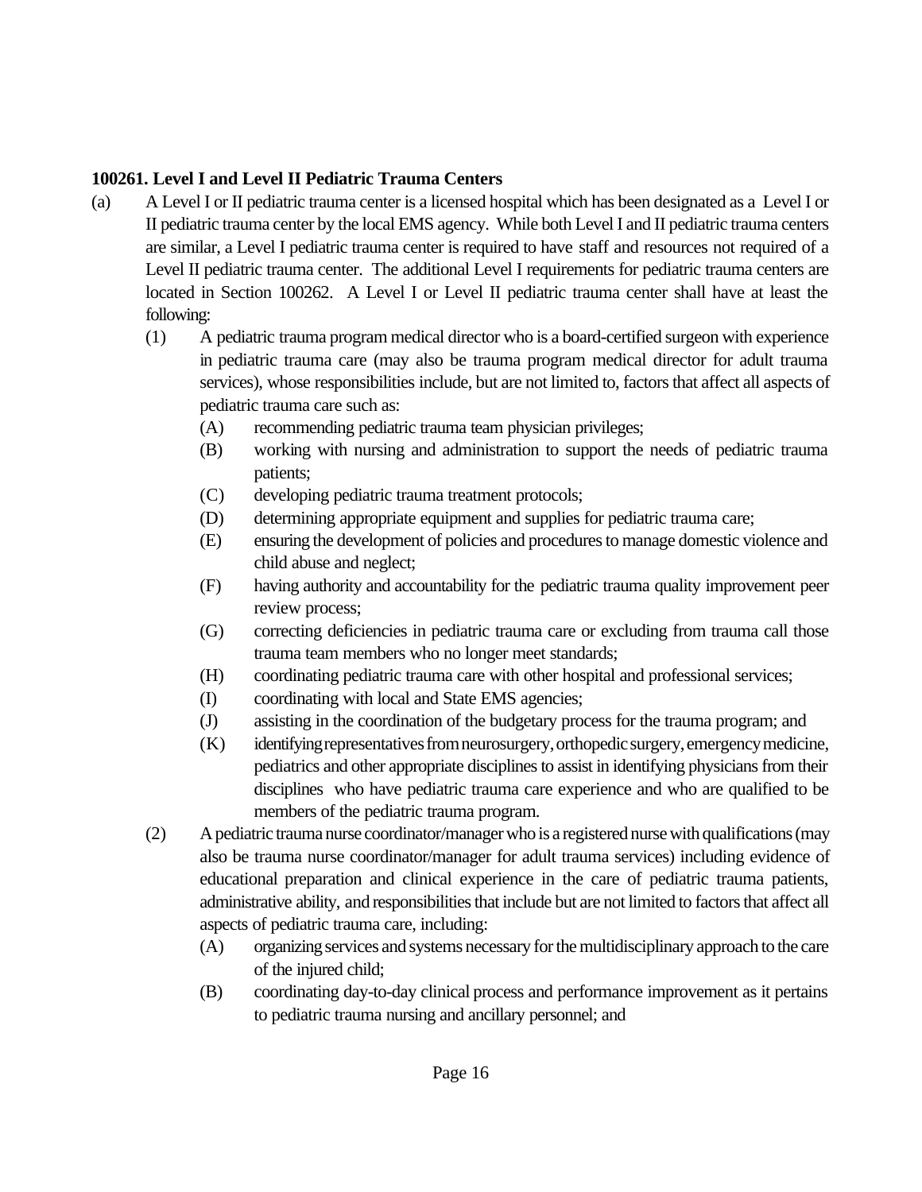**100261. Level I and Level II Pediatric Trauma Centers**

(a) A Level I or II pediatric trauma center is a licensed hospital which has been designated as a Level I or II pediatric trauma center by the local EMS agency. While both Level I and II pediatric trauma centers are similar, a Level I pediatric trauma center is required to have staff and resources not required of a Level II pediatric trauma center. The additional Level I requirements for pediatric trauma centers are located in Section 100262. A Level I or Level II pediatric trauma center shall have at least the following:

- (1) A pediatric trauma program medical director who is a board-certified surgeon with experience in pediatric trauma care (may also be trauma program medical director for adult trauma services), whose responsibilities include, but are not limited to, factors that affect all aspects of pediatric trauma care such as:
  - (A) recommending pediatric trauma team physician privileges;
  - (B) working with nursing and administration to support the needs of pediatric trauma patients;
  - (C) developing pediatric trauma treatment protocols;
  - (D) determining appropriate equipment and supplies for pediatric trauma care;
  - (E) ensuring the development of policies and procedures to manage domestic violence and child abuse and neglect;
  - (F) having authority and accountability for the pediatric trauma quality improvement peer review process;
  - (G) correcting deficiencies in pediatric trauma care or excluding from trauma call those trauma team members who no longer meet standards;
  - (H) coordinating pediatric trauma care with other hospital and professional services;
  - (I) coordinating with local and State EMS agencies;
  - (J) assisting in the coordination of the budgetary process for the trauma program; and
  - (K) identifying representatives from neurosurgery, orthopedic surgery, emergency medicine, pediatrics and other appropriate disciplines to assist in identifying physicians from their disciplines who have pediatric trauma care experience and who are qualified to be members of the pediatric trauma program.
- (2) A pediatric trauma nurse coordinator/manager who is a registered nurse with qualifications (may also be trauma nurse coordinator/manager for adult trauma services) including evidence of educational preparation and clinical experience in the care of pediatric trauma patients, administrative ability, and responsibilities that include but are not limited to factors that affect all aspects of pediatric trauma care, including:
  - (A) organizing services and systems necessary for the multidisciplinary approach to the care of the injured child;
  - (B) coordinating day-to-day clinical process and performance improvement as it pertains to pediatric trauma nursing and ancillary personnel; and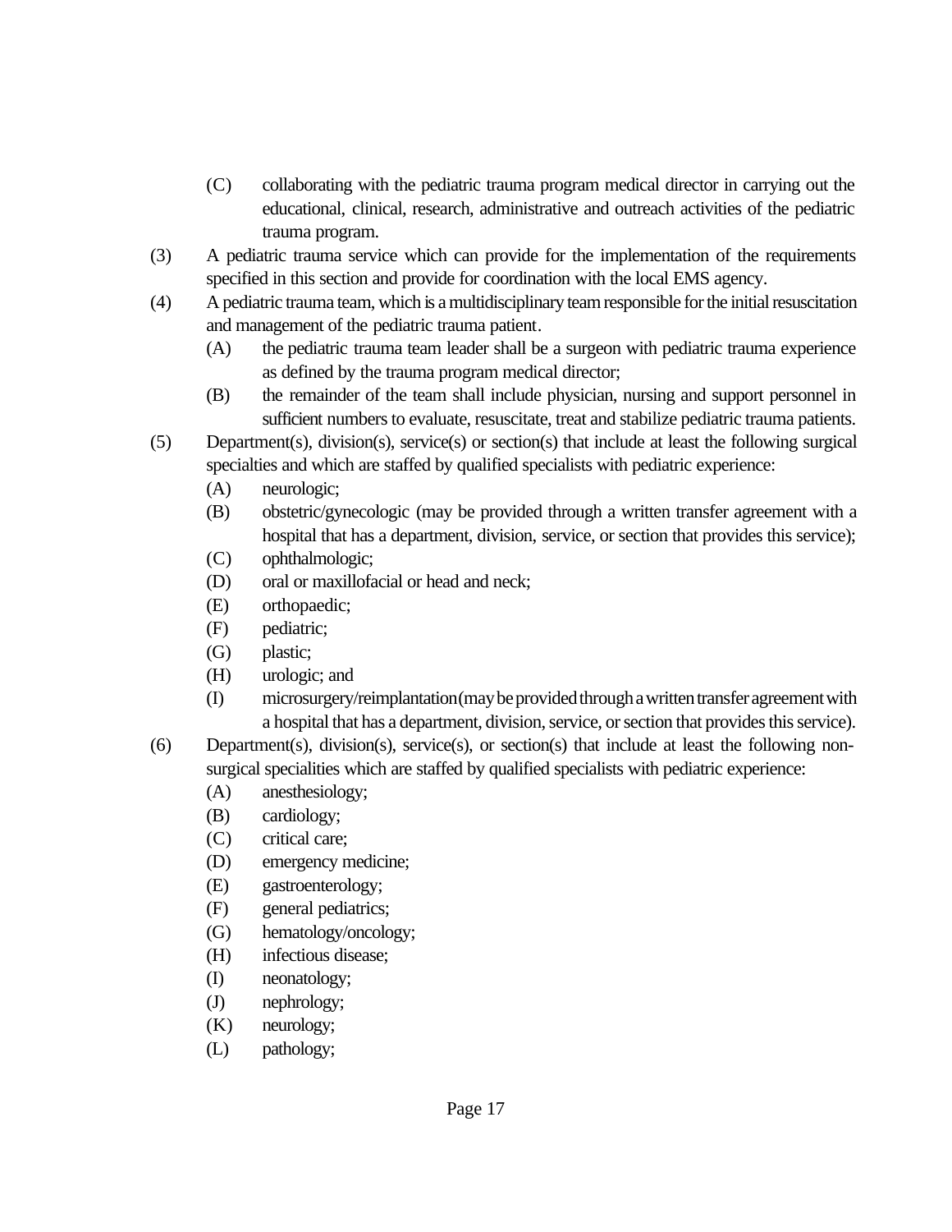(C) collaborating with the pediatric trauma program medical director in carrying out the educational, clinical, research, administrative and outreach activities of the pediatric trauma program.

(3) A pediatric trauma service which can provide for the implementation of the requirements specified in this section and provide for coordination with the local EMS agency.

(4) A pediatric trauma team, which is a multidisciplinary team responsible for the initial resuscitation and management of the pediatric trauma patient.

- (A) the pediatric trauma team leader shall be a surgeon with pediatric trauma experience as defined by the trauma program medical director;
- (B) the remainder of the team shall include physician, nursing and support personnel in sufficient numbers to evaluate, resuscitate, treat and stabilize pediatric trauma patients.

(5) Department(s), division(s), service(s) or section(s) that include at least the following surgical specialties and which are staffed by qualified specialists with pediatric experience:

- (A) neurologic;
- (B) obstetric/gynecologic (may be provided through a written transfer agreement with a hospital that has a department, division, service, or section that provides this service);
- (C) ophthalmologic;
- (D) oral or maxillofacial or head and neck;
- (E) orthopaedic;
- (F) pediatric;
- (G) plastic;
- (H) urologic; and
- (I) microsurgery/reimplantation (may be provided through a written transfer agreement with a hospital that has a department, division, service, or section that provides this service).

(6) Department(s), division(s), service(s), or section(s) that include at least the following non-surgical specialities which are staffed by qualified specialists with pediatric experience:

- (A) anesthesiology;
- (B) cardiology;
- (C) critical care;
- (D) emergency medicine;
- (E) gastroenterology;
- (F) general pediatrics;
- (G) hematology/oncology;
- (H) infectious disease;
- (I) neonatology;
- (J) nephrology;
- (K) neurology;
- (L) pathology;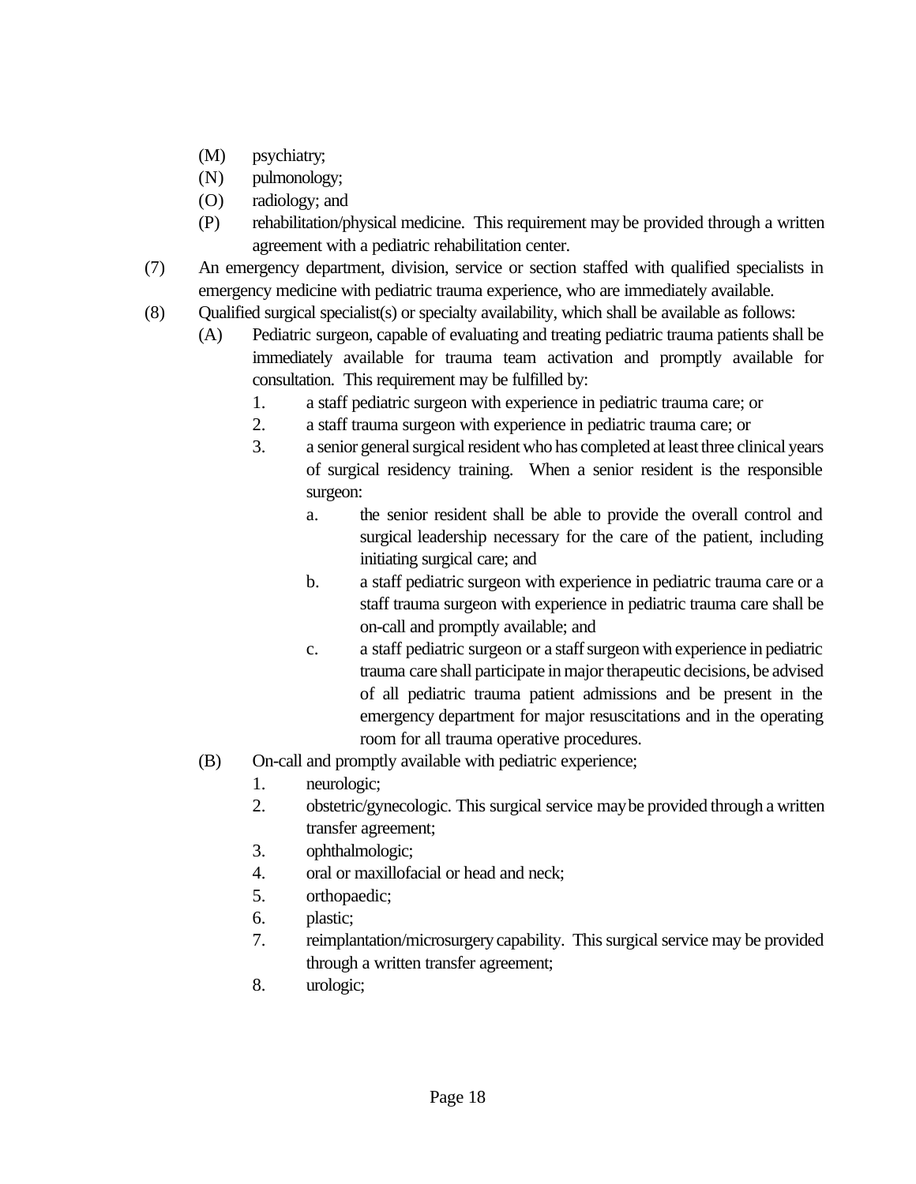(M) psychiatry;
(N) pulmonology;
(O) radiology; and
(P) rehabilitation/physical medicine. This requirement may be provided through a written agreement with a pediatric rehabilitation center.

(7) An emergency department, division, service or section staffed with qualified specialists in emergency medicine with pediatric trauma experience, who are immediately available.

(8) Qualified surgical specialist(s) or specialty availability, which shall be available as follows:

(A) Pediatric surgeon, capable of evaluating and treating pediatric trauma patients shall be immediately available for trauma team activation and promptly available for consultation. This requirement may be fulfilled by:

1. a staff pediatric surgeon with experience in pediatric trauma care; or
2. a staff trauma surgeon with experience in pediatric trauma care; or
3. a senior general surgical resident who has completed at least three clinical years of surgical residency training. When a senior resident is the responsible surgeon:

a. the senior resident shall be able to provide the overall control and surgical leadership necessary for the care of the patient, including initiating surgical care; and

b. a staff pediatric surgeon with experience in pediatric trauma care or a staff trauma surgeon with experience in pediatric trauma care shall be on-call and promptly available; and

c. a staff pediatric surgeon or a staff surgeon with experience in pediatric trauma care shall participate in major therapeutic decisions, be advised of all pediatric trauma patient admissions and be present in the emergency department for major resuscitations and in the operating room for all trauma operative procedures.

(B) On-call and promptly available with pediatric experience;

1. neurologic;
2. obstetric/gynecologic. This surgical service may be provided through a written transfer agreement;
3. ophthalmologic;
4. oral or maxillofacial or head and neck;
5. orthopaedic;
6. plastic;
7. reimplantation/microsurgery capability. This surgical service may be provided through a written transfer agreement;
8. urologic;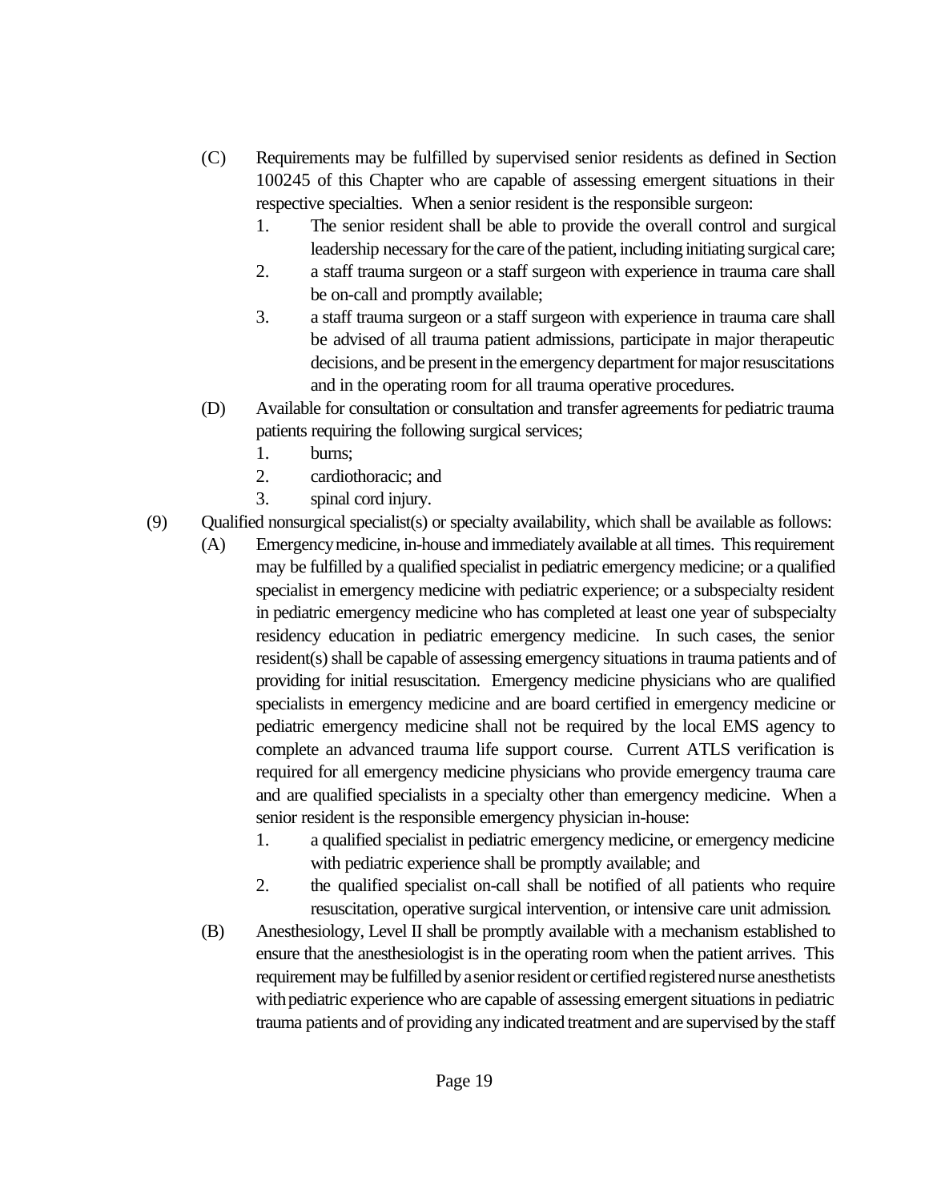(C) Requirements may be fulfilled by supervised senior residents as defined in Section 100245 of this Chapter who are capable of assessing emergent situations in their respective specialties. When a senior resident is the responsible surgeon:

   1. The senior resident shall be able to provide the overall control and surgical leadership necessary for the care of the patient, including initiating surgical care;
   2. a staff trauma surgeon or a staff surgeon with experience in trauma care shall be on-call and promptly available;
   3. a staff trauma surgeon or a staff surgeon with experience in trauma care shall be advised of all trauma patient admissions, participate in major therapeutic decisions, and be present in the emergency department for major resuscitations and in the operating room for all trauma operative procedures.

(D) Available for consultation or consultation and transfer agreements for pediatric trauma patients requiring the following surgical services;

   1. burns;
   2. cardiothoracic; and
   3. spinal cord injury.

(9) Qualified nonsurgical specialist(s) or specialty availability, which shall be available as follows:

(A) Emergency medicine, in-house and immediately available at all times. This requirement may be fulfilled by a qualified specialist in pediatric emergency medicine; or a qualified specialist in emergency medicine with pediatric experience; or a subspecialty resident in pediatric emergency medicine who has completed at least one year of subspecialty residency education in pediatric emergency medicine. In such cases, the senior resident(s) shall be capable of assessing emergency situations in trauma patients and of providing for initial resuscitation. Emergency medicine physicians who are qualified specialists in emergency medicine and are board certified in emergency medicine or pediatric emergency medicine shall not be required by the local EMS agency to complete an advanced trauma life support course. Current ATLS verification is required for all emergency medicine physicians who provide emergency trauma care and are qualified specialists in a specialty other than emergency medicine. When a senior resident is the responsible emergency physician in-house:

   1. a qualified specialist in pediatric emergency medicine, or emergency medicine with pediatric experience shall be promptly available; and
   2. the qualified specialist on-call shall be notified of all patients who require resuscitation, operative surgical intervention, or intensive care unit admission.

(B) Anesthesiology, Level II shall be promptly available with a mechanism established to ensure that the anesthesiologist is in the operating room when the patient arrives. This requirement may be fulfilled by a senior resident or certified registered nurse anesthetists with pediatric experience who are capable of assessing emergent situations in pediatric trauma patients and of providing any indicated treatment and are supervised by the staff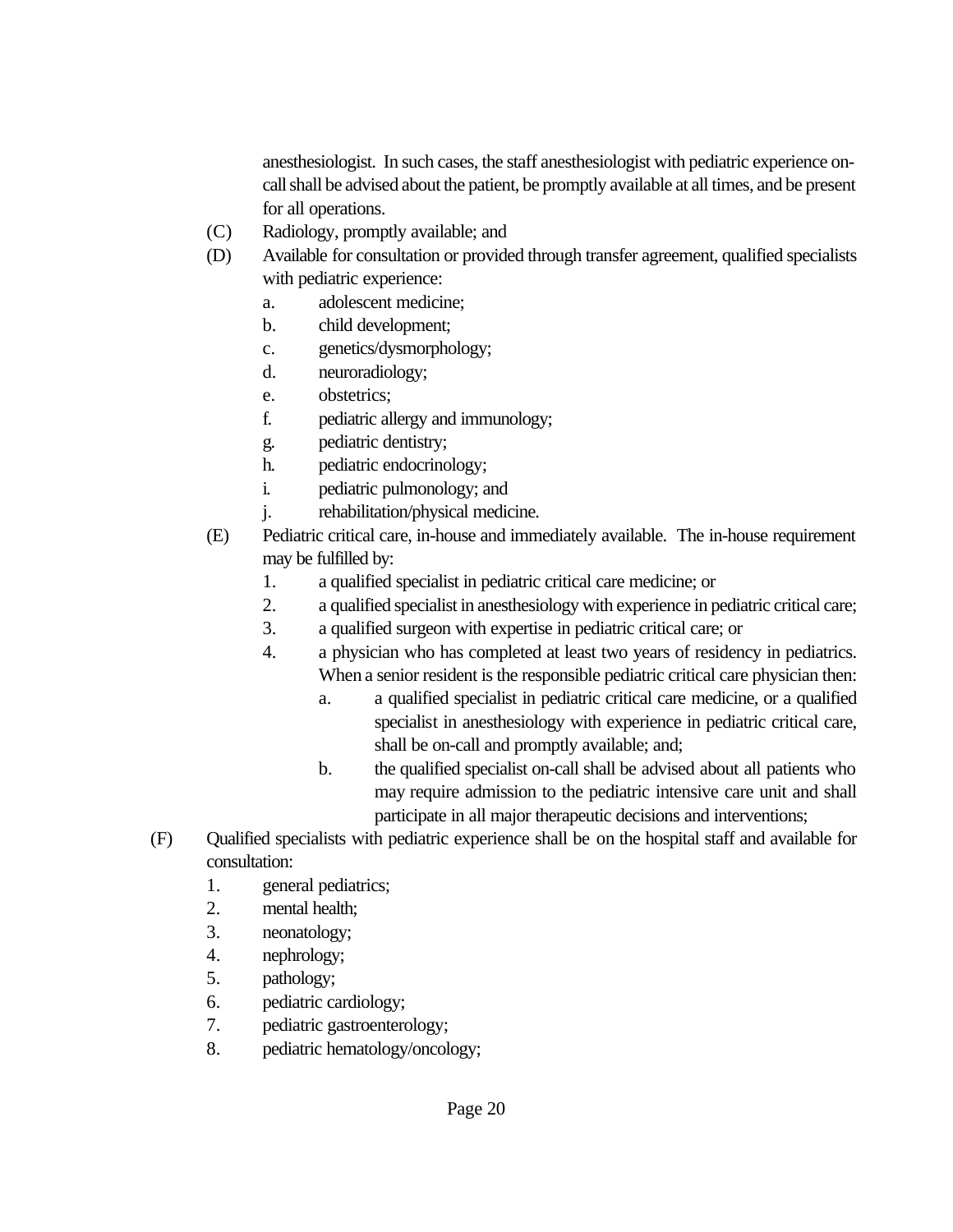anesthesiologist. In such cases, the staff anesthesiologist with pediatric experience on-call shall be advised about the patient, be promptly available at all times, and be present for all operations.

(C) Radiology, promptly available; and

(D) Available for consultation or provided through transfer agreement, qualified specialists with pediatric experience:

- a. adolescent medicine;
- b. child development;
- c. genetics/dysmorphology;
- d. neuroradiology;
- e. obstetrics;
- f. pediatric allergy and immunology;
- g. pediatric dentistry;
- h. pediatric endocrinology;
- i. pediatric pulmonology; and
- j. rehabilitation/physical medicine.

(E) Pediatric critical care, in-house and immediately available. The in-house requirement may be fulfilled by:

1. a qualified specialist in pediatric critical care medicine; or
2. a qualified specialist in anesthesiology with experience in pediatric critical care;
3. a qualified surgeon with expertise in pediatric critical care; or
4. a physician who has completed at least two years of residency in pediatrics. When a senior resident is the responsible pediatric critical care physician then:
   - a. a qualified specialist in pediatric critical care medicine, or a qualified specialist in anesthesiology with experience in pediatric critical care, shall be on-call and promptly available; and;
   - b. the qualified specialist on-call shall be advised about all patients who may require admission to the pediatric intensive care unit and shall participate in all major therapeutic decisions and interventions;

(F) Qualified specialists with pediatric experience shall be on the hospital staff and available for consultation:

1. general pediatrics;
2. mental health;
3. neonatology;
4. nephrology;
5. pathology;
6. pediatric cardiology;
7. pediatric gastroenterology;
8. pediatric hematology/oncology;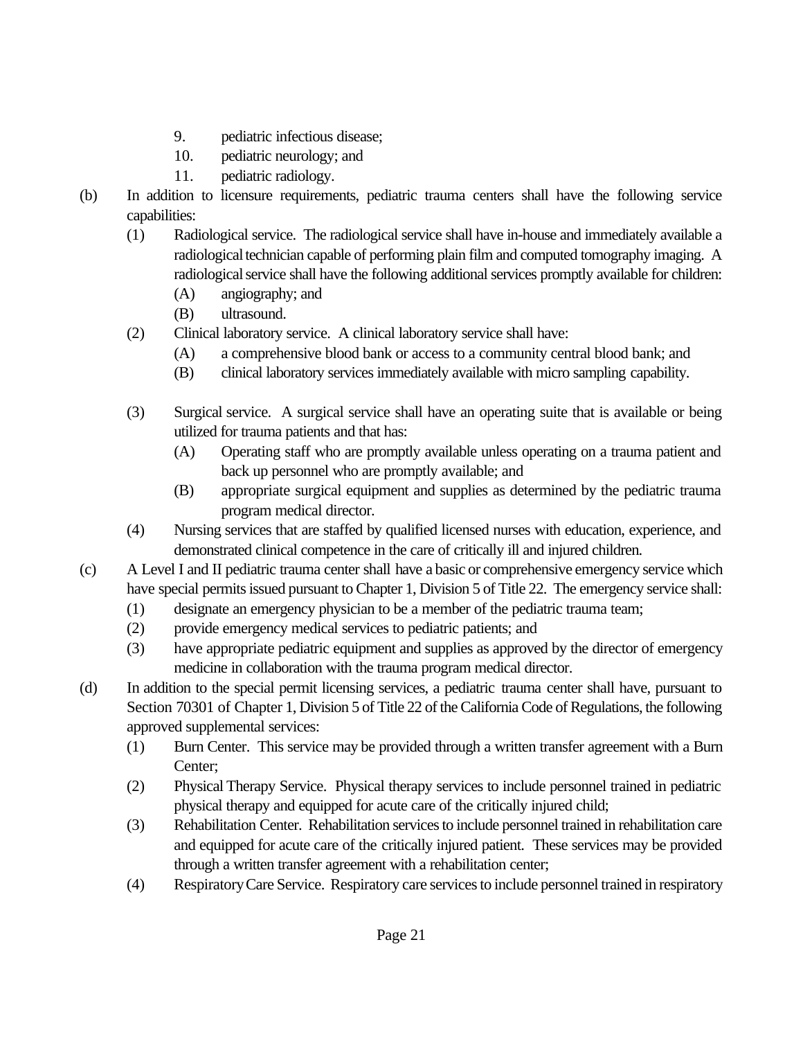9. pediatric infectious disease;
10. pediatric neurology; and
11. pediatric radiology.

(b) In addition to licensure requirements, pediatric trauma centers shall have the following service capabilities:

(1) Radiological service. The radiological service shall have in-house and immediately available a radiological technician capable of performing plain film and computed tomography imaging. A radiological service shall have the following additional services promptly available for children:
(A) angiography; and
(B) ultrasound.

(2) Clinical laboratory service. A clinical laboratory service shall have:
(A) a comprehensive blood bank or access to a community central blood bank; and
(B) clinical laboratory services immediately available with micro sampling capability.

(3) Surgical service. A surgical service shall have an operating suite that is available or being utilized for trauma patients and that has:
(A) Operating staff who are promptly available unless operating on a trauma patient and back up personnel who are promptly available; and
(B) appropriate surgical equipment and supplies as determined by the pediatric trauma program medical director.

(4) Nursing services that are staffed by qualified licensed nurses with education, experience, and demonstrated clinical competence in the care of critically ill and injured children.

(c) A Level I and II pediatric trauma center shall have a basic or comprehensive emergency service which have special permits issued pursuant to Chapter 1, Division 5 of Title 22. The emergency service shall:
(1) designate an emergency physician to be a member of the pediatric trauma team;
(2) provide emergency medical services to pediatric patients; and
(3) have appropriate pediatric equipment and supplies as approved by the director of emergency medicine in collaboration with the trauma program medical director.

(d) In addition to the special permit licensing services, a pediatric trauma center shall have, pursuant to Section 70301 of Chapter 1, Division 5 of Title 22 of the California Code of Regulations, the following approved supplemental services:
(1) Burn Center. This service may be provided through a written transfer agreement with a Burn Center;
(2) Physical Therapy Service. Physical therapy services to include personnel trained in pediatric physical therapy and equipped for acute care of the critically injured child;
(3) Rehabilitation Center. Rehabilitation services to include personnel trained in rehabilitation care and equipped for acute care of the critically injured patient. These services may be provided through a written transfer agreement with a rehabilitation center;
(4) Respiratory Care Service. Respiratory care services to include personnel trained in respiratory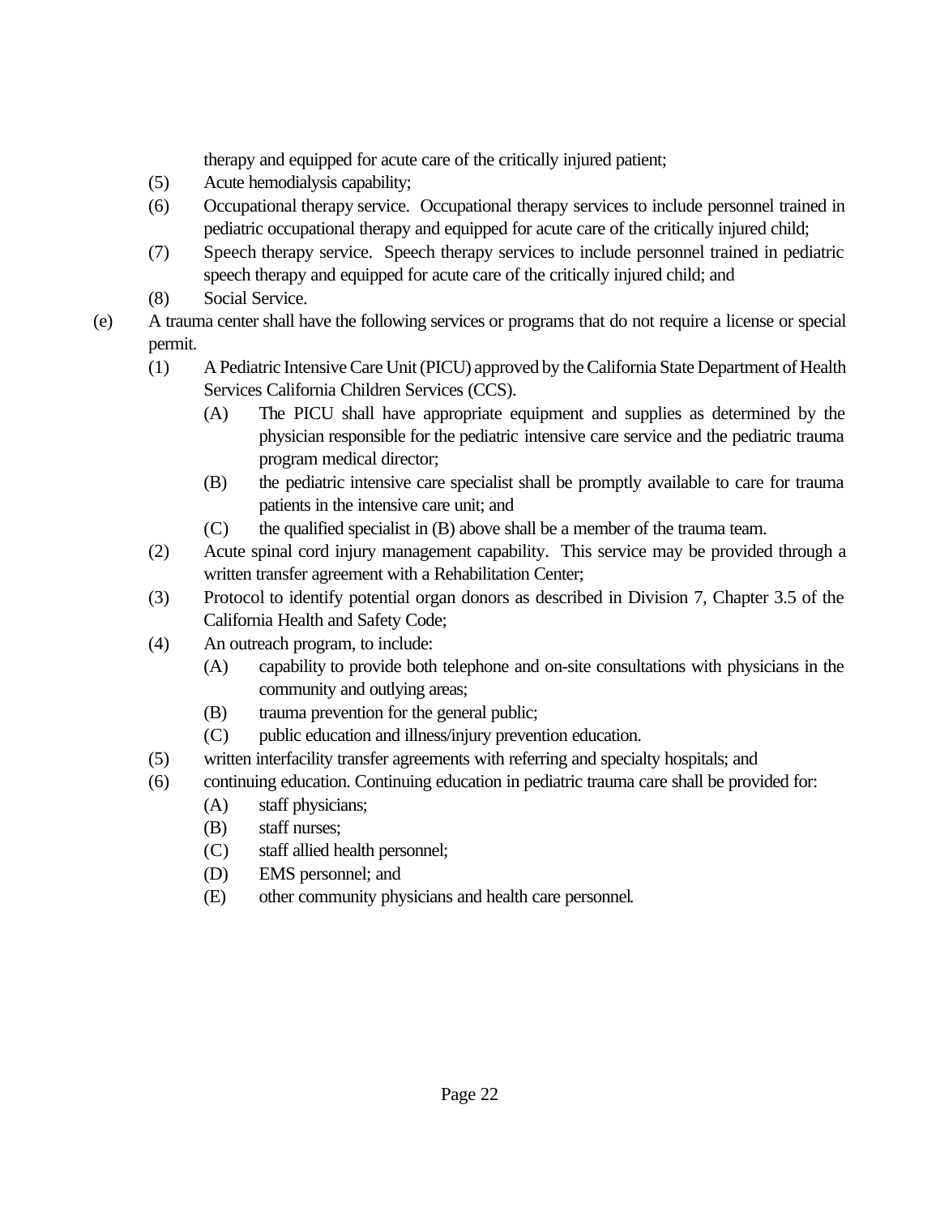therapy and equipped for acute care of the critically injured patient;

(5) Acute hemodialysis capability;

(6) Occupational therapy service. Occupational therapy services to include personnel trained in pediatric occupational therapy and equipped for acute care of the critically injured child;

(7) Speech therapy service. Speech therapy services to include personnel trained in pediatric speech therapy and equipped for acute care of the critically injured child; and

(8) Social Service.

(e) A trauma center shall have the following services or programs that do not require a license or special permit.

(1) A Pediatric Intensive Care Unit (PICU) approved by the California State Department of Health Services California Children Services (CCS).

(A) The PICU shall have appropriate equipment and supplies as determined by the physician responsible for the pediatric intensive care service and the pediatric trauma program medical director;

(B) the pediatric intensive care specialist shall be promptly available to care for trauma patients in the intensive care unit; and

(C) the qualified specialist in (B) above shall be a member of the trauma team.

(2) Acute spinal cord injury management capability. This service may be provided through a written transfer agreement with a Rehabilitation Center;

(3) Protocol to identify potential organ donors as described in Division 7, Chapter 3.5 of the California Health and Safety Code;

(4) An outreach program, to include:

(A) capability to provide both telephone and on-site consultations with physicians in the community and outlying areas;

(B) trauma prevention for the general public;

(C) public education and illness/injury prevention education.

(5) written interfacility transfer agreements with referring and specialty hospitals; and

(6) continuing education. Continuing education in pediatric trauma care shall be provided for:

(A) staff physicians;

(B) staff nurses;

(C) staff allied health personnel;

(D) EMS personnel; and

(E) other community physicians and health care personnel.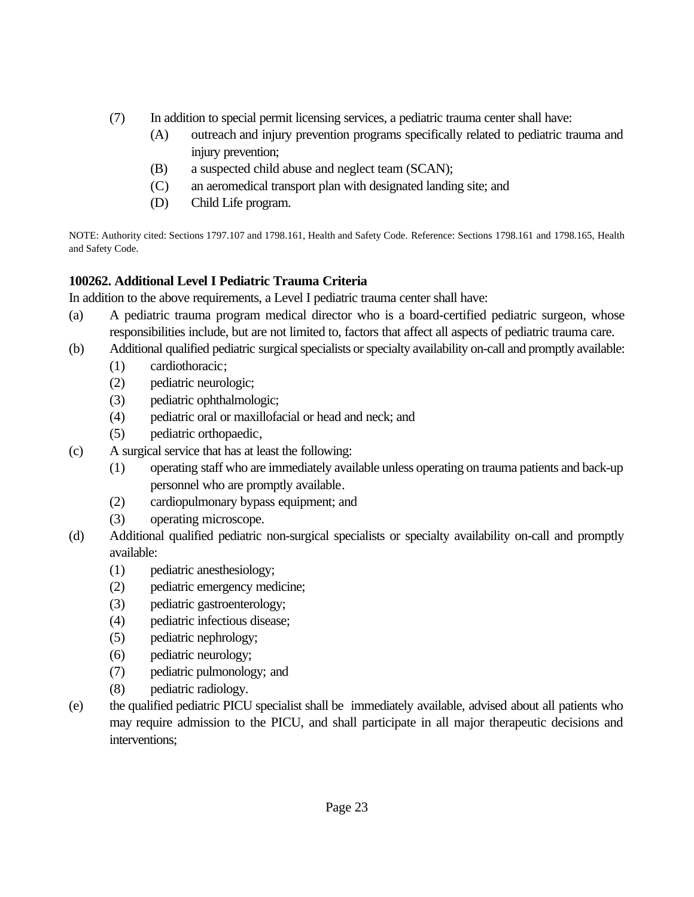(7) In addition to special permit licensing services, a pediatric trauma center shall have:
   (A) outreach and injury prevention programs specifically related to pediatric trauma and injury prevention;
   (B) a suspected child abuse and neglect team (SCAN);
   (C) an aeromedical transport plan with designated landing site; and
   (D) Child Life program.

NOTE: Authority cited: Sections 1797.107 and 1798.161, Health and Safety Code. Reference: Sections 1798.161 and 1798.165, Health and Safety Code.

**100262. Additional Level I Pediatric Trauma Criteria**

In addition to the above requirements, a Level I pediatric trauma center shall have:

(a) A pediatric trauma program medical director who is a board-certified pediatric surgeon, whose responsibilities include, but are not limited to, factors that affect all aspects of pediatric trauma care.

(b) Additional qualified pediatric surgical specialists or specialty availability on-call and promptly available:
   (1) cardiothoracic;
   (2) pediatric neurologic;
   (3) pediatric ophthalmologic;
   (4) pediatric oral or maxillofacial or head and neck; and
   (5) pediatric orthopaedic,

(c) A surgical service that has at least the following:
   (1) operating staff who are immediately available unless operating on trauma patients and back-up personnel who are promptly available.
   (2) cardiopulmonary bypass equipment; and
   (3) operating microscope.

(d) Additional qualified pediatric non-surgical specialists or specialty availability on-call and promptly available:
   (1) pediatric anesthesiology;
   (2) pediatric emergency medicine;
   (3) pediatric gastroenterology;
   (4) pediatric infectious disease;
   (5) pediatric nephrology;
   (6) pediatric neurology;
   (7) pediatric pulmonology; and
   (8) pediatric radiology.

(e) the qualified pediatric PICU specialist shall be immediately available, advised about all patients who may require admission to the PICU, and shall participate in all major therapeutic decisions and interventions;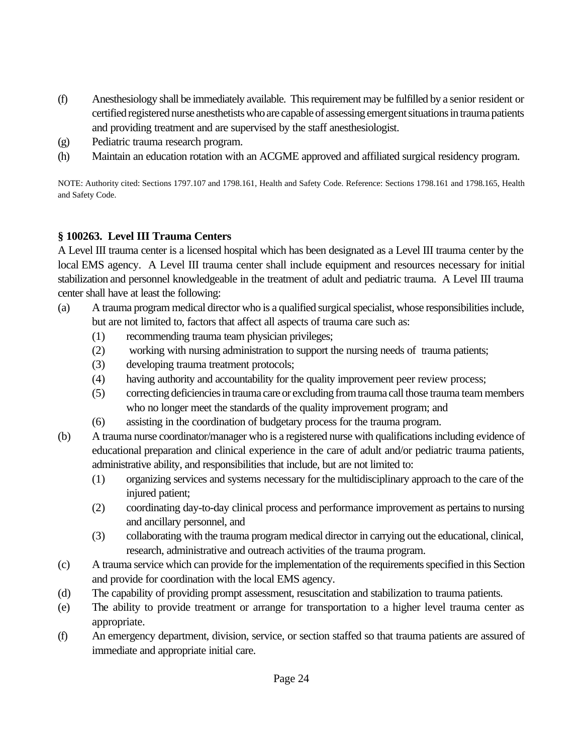(f) Anesthesiology shall be immediately available. This requirement may be fulfilled by a senior resident or certified registered nurse anesthetists who are capable of assessing emergent situations in trauma patients and providing treatment and are supervised by the staff anesthesiologist.

(g) Pediatric trauma research program.

(h) Maintain an education rotation with an ACGME approved and affiliated surgical residency program.

NOTE: Authority cited: Sections 1797.107 and 1798.161, Health and Safety Code. Reference: Sections 1798.161 and 1798.165, Health and Safety Code.

### § 100263. Level III Trauma Centers

A Level III trauma center is a licensed hospital which has been designated as a Level III trauma center by the local EMS agency. A Level III trauma center shall include equipment and resources necessary for initial stabilization and personnel knowledgeable in the treatment of adult and pediatric trauma. A Level III trauma center shall have at least the following:

(a) A trauma program medical director who is a qualified surgical specialist, whose responsibilities include, but are not limited to, factors that affect all aspects of trauma care such as:

  (1) recommending trauma team physician privileges;

  (2) working with nursing administration to support the nursing needs of trauma patients;

  (3) developing trauma treatment protocols;

  (4) having authority and accountability for the quality improvement peer review process;

  (5) correcting deficiencies in trauma care or excluding from trauma call those trauma team members who no longer meet the standards of the quality improvement program; and

  (6) assisting in the coordination of budgetary process for the trauma program.

(b) A trauma nurse coordinator/manager who is a registered nurse with qualifications including evidence of educational preparation and clinical experience in the care of adult and/or pediatric trauma patients, administrative ability, and responsibilities that include, but are not limited to:

  (1) organizing services and systems necessary for the multidisciplinary approach to the care of the injured patient;

  (2) coordinating day-to-day clinical process and performance improvement as pertains to nursing and ancillary personnel, and

  (3) collaborating with the trauma program medical director in carrying out the educational, clinical, research, administrative and outreach activities of the trauma program.

(c) A trauma service which can provide for the implementation of the requirements specified in this Section and provide for coordination with the local EMS agency.

(d) The capability of providing prompt assessment, resuscitation and stabilization to trauma patients.

(e) The ability to provide treatment or arrange for transportation to a higher level trauma center as appropriate.

(f) An emergency department, division, service, or section staffed so that trauma patients are assured of immediate and appropriate initial care.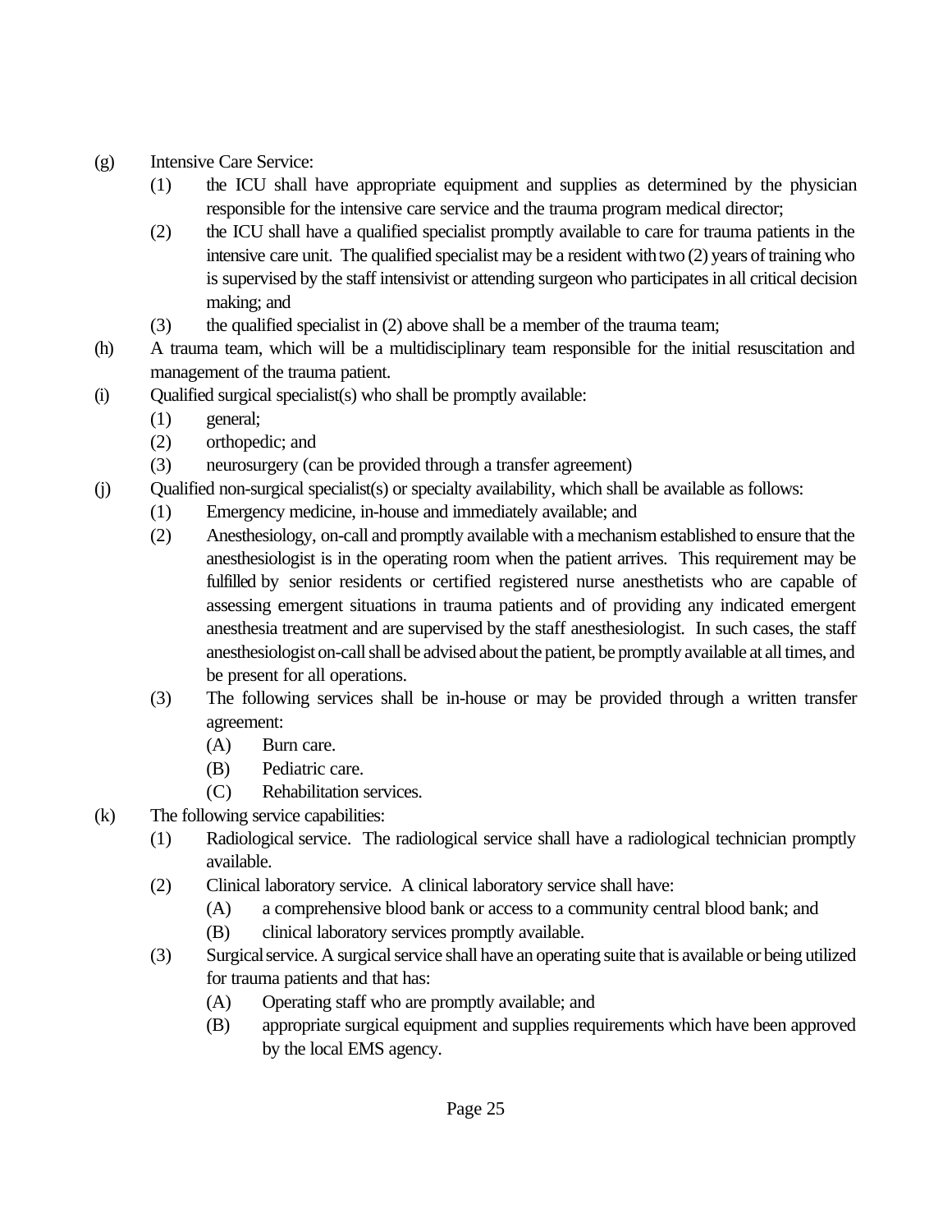(g) Intensive Care Service:

  (1) the ICU shall have appropriate equipment and supplies as determined by the physician responsible for the intensive care service and the trauma program medical director;

  (2) the ICU shall have a qualified specialist promptly available to care for trauma patients in the intensive care unit. The qualified specialist may be a resident with two (2) years of training who is supervised by the staff intensivist or attending surgeon who participates in all critical decision making; and

  (3) the qualified specialist in (2) above shall be a member of the trauma team;

(h) A trauma team, which will be a multidisciplinary team responsible for the initial resuscitation and management of the trauma patient.

(i) Qualified surgical specialist(s) who shall be promptly available:

  (1) general;

  (2) orthopedic; and

  (3) neurosurgery (can be provided through a transfer agreement)

(j) Qualified non-surgical specialist(s) or specialty availability, which shall be available as follows:

  (1) Emergency medicine, in-house and immediately available; and

  (2) Anesthesiology, on-call and promptly available with a mechanism established to ensure that the anesthesiologist is in the operating room when the patient arrives. This requirement may be fulfilled by senior residents or certified registered nurse anesthetists who are capable of assessing emergent situations in trauma patients and of providing any indicated emergent anesthesia treatment and are supervised by the staff anesthesiologist. In such cases, the staff anesthesiologist on-call shall be advised about the patient, be promptly available at all times, and be present for all operations.

  (3) The following services shall be in-house or may be provided through a written transfer agreement:

    (A) Burn care.

    (B) Pediatric care.

    (C) Rehabilitation services.

(k) The following service capabilities:

  (1) Radiological service. The radiological service shall have a radiological technician promptly available.

  (2) Clinical laboratory service. A clinical laboratory service shall have:

    (A) a comprehensive blood bank or access to a community central blood bank; and

    (B) clinical laboratory services promptly available.

  (3) Surgical service. A surgical service shall have an operating suite that is available or being utilized for trauma patients and that has:

    (A) Operating staff who are promptly available; and

    (B) appropriate surgical equipment and supplies requirements which have been approved by the local EMS agency.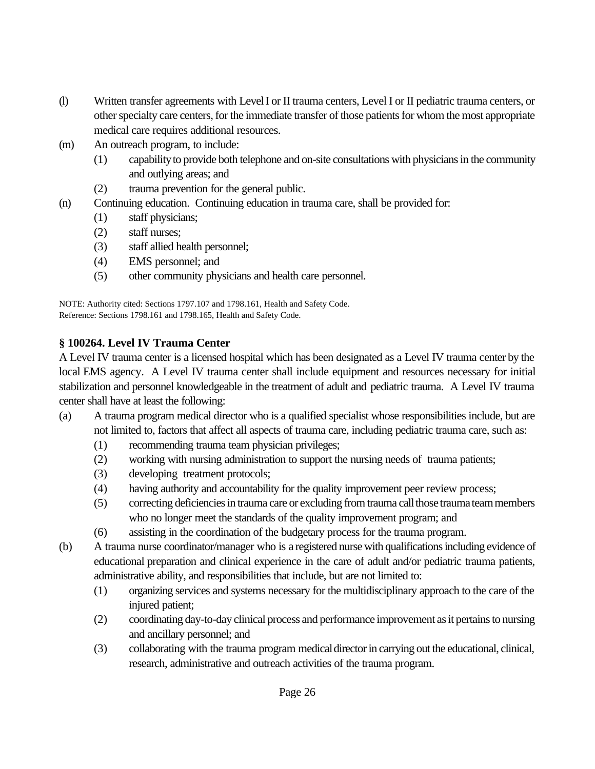(l) Written transfer agreements with Level I or II trauma centers, Level I or II pediatric trauma centers, or other specialty care centers, for the immediate transfer of those patients for whom the most appropriate medical care requires additional resources.

(m) An outreach program, to include:

   (1) capability to provide both telephone and on-site consultations with physicians in the community and outlying areas; and

   (2) trauma prevention for the general public.

(n) Continuing education. Continuing education in trauma care, shall be provided for:

   (1) staff physicians;

   (2) staff nurses;

   (3) staff allied health personnel;

   (4) EMS personnel; and

   (5) other community physicians and health care personnel.

NOTE: Authority cited: Sections 1797.107 and 1798.161, Health and Safety Code.
Reference: Sections 1798.161 and 1798.165, Health and Safety Code.

**§ 100264. Level IV Trauma Center**

A Level IV trauma center is a licensed hospital which has been designated as a Level IV trauma center by the local EMS agency. A Level IV trauma center shall include equipment and resources necessary for initial stabilization and personnel knowledgeable in the treatment of adult and pediatric trauma. A Level IV trauma center shall have at least the following:

(a) A trauma program medical director who is a qualified specialist whose responsibilities include, but are not limited to, factors that affect all aspects of trauma care, including pediatric trauma care, such as:

   (1) recommending trauma team physician privileges;

   (2) working with nursing administration to support the nursing needs of trauma patients;

   (3) developing treatment protocols;

   (4) having authority and accountability for the quality improvement peer review process;

   (5) correcting deficiencies in trauma care or excluding from trauma call those trauma team members who no longer meet the standards of the quality improvement program; and

   (6) assisting in the coordination of the budgetary process for the trauma program.

(b) A trauma nurse coordinator/manager who is a registered nurse with qualifications including evidence of educational preparation and clinical experience in the care of adult and/or pediatric trauma patients, administrative ability, and responsibilities that include, but are not limited to:

   (1) organizing services and systems necessary for the multidisciplinary approach to the care of the injured patient;

   (2) coordinating day-to-day clinical process and performance improvement as it pertains to nursing and ancillary personnel; and

   (3) collaborating with the trauma program medical director in carrying out the educational, clinical, research, administrative and outreach activities of the trauma program.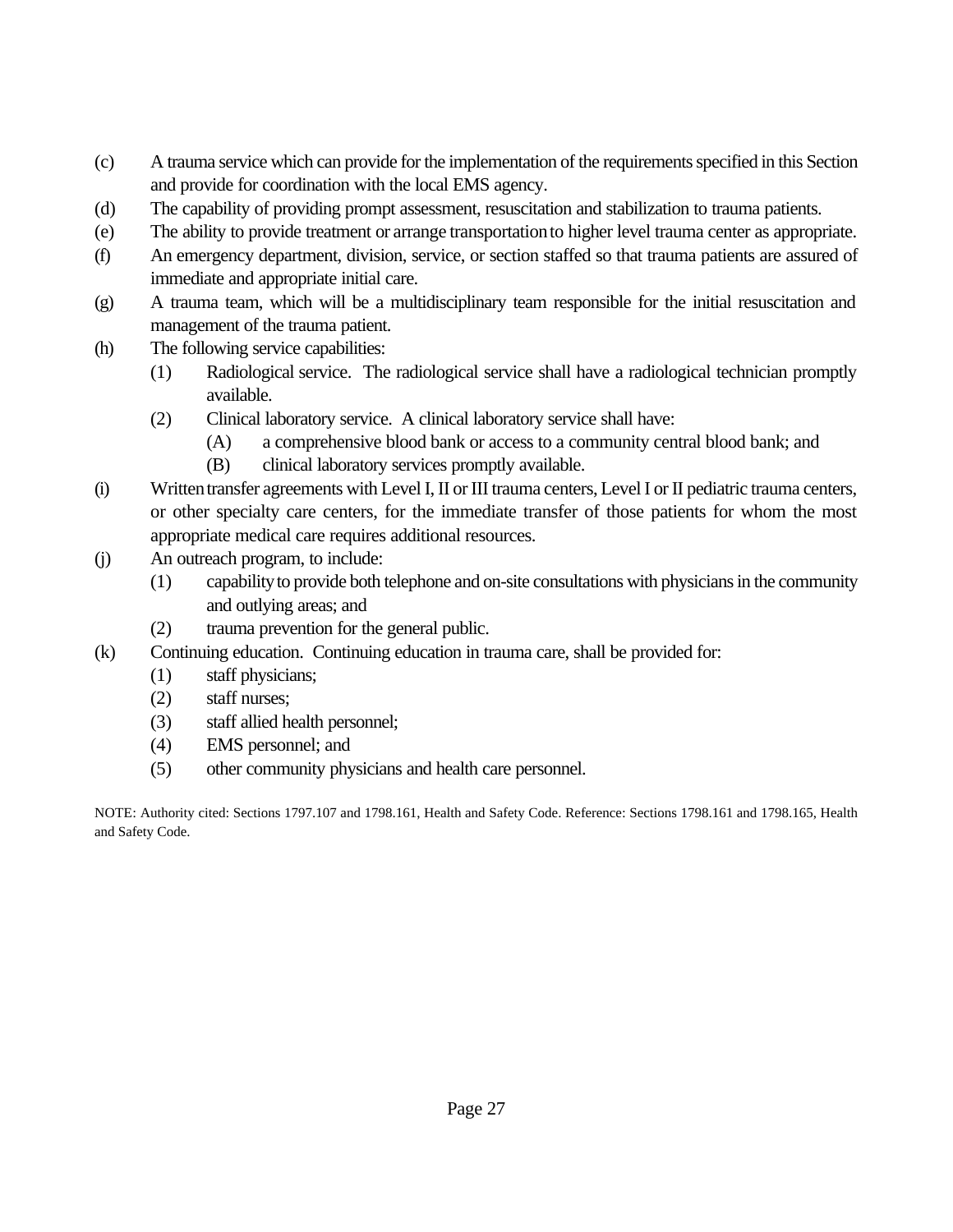(c) A trauma service which can provide for the implementation of the requirements specified in this Section and provide for coordination with the local EMS agency.

(d) The capability of providing prompt assessment, resuscitation and stabilization to trauma patients.

(e) The ability to provide treatment or arrange transportation to higher level trauma center as appropriate.

(f) An emergency department, division, service, or section staffed so that trauma patients are assured of immediate and appropriate initial care.

(g) A trauma team, which will be a multidisciplinary team responsible for the initial resuscitation and management of the trauma patient.

(h) The following service capabilities:

- (1) Radiological service. The radiological service shall have a radiological technician promptly available.
- (2) Clinical laboratory service. A clinical laboratory service shall have:
  - (A) a comprehensive blood bank or access to a community central blood bank; and
  - (B) clinical laboratory services promptly available.

(i) Written transfer agreements with Level I, II or III trauma centers, Level I or II pediatric trauma centers, or other specialty care centers, for the immediate transfer of those patients for whom the most appropriate medical care requires additional resources.

(j) An outreach program, to include:

- (1) capability to provide both telephone and on-site consultations with physicians in the community and outlying areas; and
- (2) trauma prevention for the general public.

(k) Continuing education. Continuing education in trauma care, shall be provided for:

- (1) staff physicians;
- (2) staff nurses;
- (3) staff allied health personnel;
- (4) EMS personnel; and
- (5) other community physicians and health care personnel.

NOTE: Authority cited: Sections 1797.107 and 1798.161, Health and Safety Code. Reference: Sections 1798.161 and 1798.165, Health and Safety Code.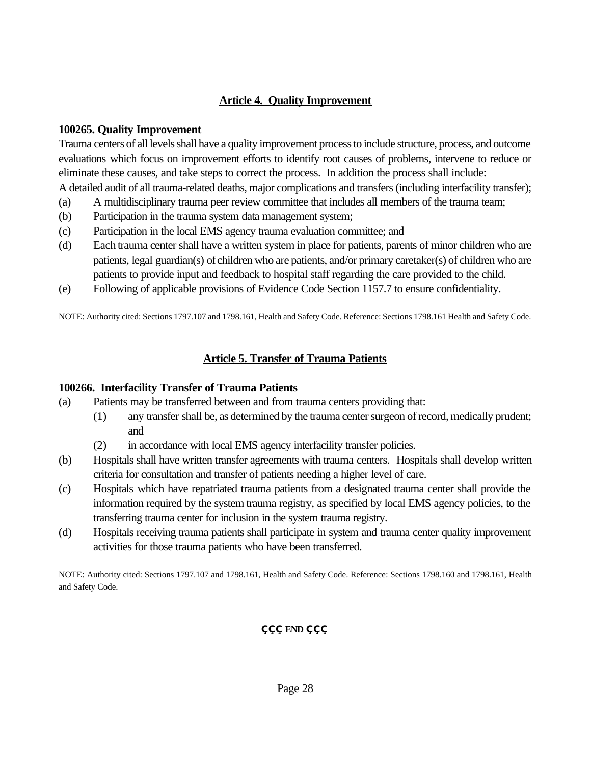## Article 4. Quality Improvement

**100265. Quality Improvement**

Trauma centers of all levels shall have a quality improvement process to include structure, process, and outcome evaluations which focus on improvement efforts to identify root causes of problems, intervene to reduce or eliminate these causes, and take steps to correct the process. In addition the process shall include:

A detailed audit of all trauma-related deaths, major complications and transfers (including interfacility transfer);

(a) A multidisciplinary trauma peer review committee that includes all members of the trauma team;

(b) Participation in the trauma system data management system;

(c) Participation in the local EMS agency trauma evaluation committee; and

(d) Each trauma center shall have a written system in place for patients, parents of minor children who are patients, legal guardian(s) of children who are patients, and/or primary caretaker(s) of children who are patients to provide input and feedback to hospital staff regarding the care provided to the child.

(e) Following of applicable provisions of Evidence Code Section 1157.7 to ensure confidentiality.

NOTE: Authority cited: Sections 1797.107 and 1798.161, Health and Safety Code. Reference: Sections 1798.161 Health and Safety Code.

## Article 5. Transfer of Trauma Patients

**100266. Interfacility Transfer of Trauma Patients**

(a) Patients may be transferred between and from trauma centers providing that:

   (1) any transfer shall be, as determined by the trauma center surgeon of record, medically prudent; and

   (2) in accordance with local EMS agency interfacility transfer policies.

(b) Hospitals shall have written transfer agreements with trauma centers. Hospitals shall develop written criteria for consultation and transfer of patients needing a higher level of care.

(c) Hospitals which have repatriated trauma patients from a designated trauma center shall provide the information required by the system trauma registry, as specified by local EMS agency policies, to the transferring trauma center for inclusion in the system trauma registry.

(d) Hospitals receiving trauma patients shall participate in system and trauma center quality improvement activities for those trauma patients who have been transferred.

NOTE: Authority cited: Sections 1797.107 and 1798.161, Health and Safety Code. Reference: Sections 1798.160 and 1798.161, Health and Safety Code.

ÇÇÇ END ÇÇÇ